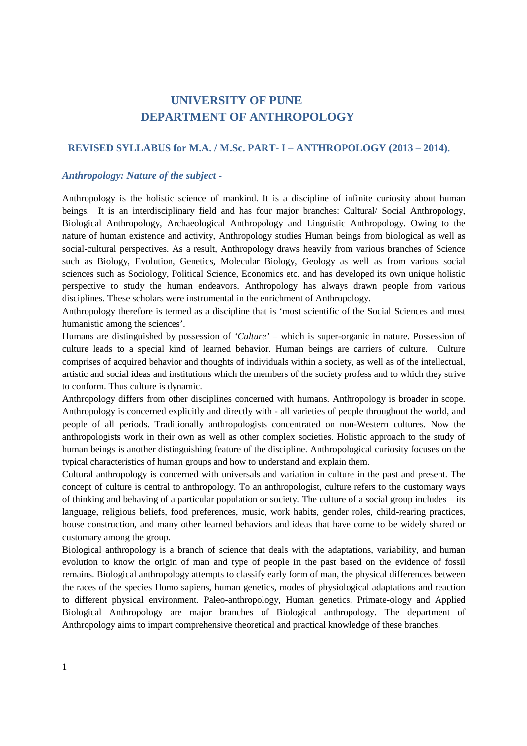# UNIVERSITY OF PUNE
# DEPARTMENT OF ANTHROPOLOGY

## REVISED SYLLABUS for M.A. / M.Sc. PART- I – ANTHROPOLOGY (2013 – 2014).

### *Anthropology: Nature of the subject -*

Anthropology is the holistic science of mankind. It is a discipline of infinite curiosity about human beings. It is an interdisciplinary field and has four major branches: Cultural/ Social Anthropology, Biological Anthropology, Archaeological Anthropology and Linguistic Anthropology. Owing to the nature of human existence and activity, Anthropology studies Human beings from biological as well as social-cultural perspectives. As a result, Anthropology draws heavily from various branches of Science such as Biology, Evolution, Genetics, Molecular Biology, Geology as well as from various social sciences such as Sociology, Political Science, Economics etc. and has developed its own unique holistic perspective to study the human endeavors. Anthropology has always drawn people from various disciplines. These scholars were instrumental in the enrichment of Anthropology.

Anthropology therefore is termed as a discipline that is 'most scientific of the Social Sciences and most humanistic among the sciences'.

Humans are distinguished by possession of *'Culture'* – <u>which is super-organic in nature.</u> Possession of culture leads to a special kind of learned behavior. Human beings are carriers of culture. Culture comprises of acquired behavior and thoughts of individuals within a society, as well as of the intellectual, artistic and social ideas and institutions which the members of the society profess and to which they strive to conform. Thus culture is dynamic.

Anthropology differs from other disciplines concerned with humans. Anthropology is broader in scope. Anthropology is concerned explicitly and directly with - all varieties of people throughout the world, and people of all periods. Traditionally anthropologists concentrated on non-Western cultures. Now the anthropologists work in their own as well as other complex societies. Holistic approach to the study of human beings is another distinguishing feature of the discipline. Anthropological curiosity focuses on the typical characteristics of human groups and how to understand and explain them.

Cultural anthropology is concerned with universals and variation in culture in the past and present. The concept of culture is central to anthropology. To an anthropologist, culture refers to the customary ways of thinking and behaving of a particular population or society. The culture of a social group includes – its language, religious beliefs, food preferences, music, work habits, gender roles, child-rearing practices, house construction, and many other learned behaviors and ideas that have come to be widely shared or customary among the group.

Biological anthropology is a branch of science that deals with the adaptations, variability, and human evolution to know the origin of man and type of people in the past based on the evidence of fossil remains. Biological anthropology attempts to classify early form of man, the physical differences between the races of the species Homo sapiens, human genetics, modes of physiological adaptations and reaction to different physical environment. Paleo-anthropology, Human genetics, Primate-ology and Applied Biological Anthropology are major branches of Biological anthropology. The department of Anthropology aims to impart comprehensive theoretical and practical knowledge of these branches.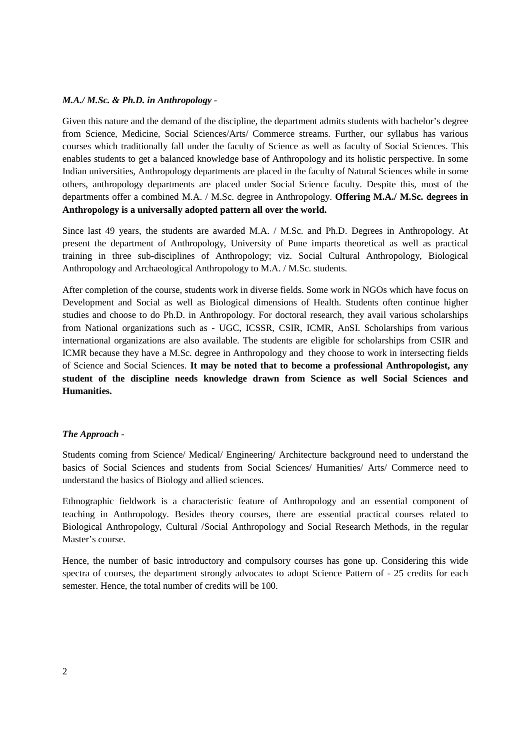***M.A./ M.Sc. & Ph.D. in Anthropology -***

Given this nature and the demand of the discipline, the department admits students with bachelor's degree from Science, Medicine, Social Sciences/Arts/ Commerce streams. Further, our syllabus has various courses which traditionally fall under the faculty of Science as well as faculty of Social Sciences. This enables students to get a balanced knowledge base of Anthropology and its holistic perspective. In some Indian universities, Anthropology departments are placed in the faculty of Natural Sciences while in some others, anthropology departments are placed under Social Science faculty. Despite this, most of the departments offer a combined M.A. / M.Sc. degree in Anthropology. **Offering M.A./ M.Sc. degrees in Anthropology is a universally adopted pattern all over the world.**

Since last 49 years, the students are awarded M.A. / M.Sc. and Ph.D. Degrees in Anthropology. At present the department of Anthropology, University of Pune imparts theoretical as well as practical training in three sub-disciplines of Anthropology; viz. Social Cultural Anthropology, Biological Anthropology and Archaeological Anthropology to M.A. / M.Sc. students.

After completion of the course, students work in diverse fields. Some work in NGOs which have focus on Development and Social as well as Biological dimensions of Health. Students often continue higher studies and choose to do Ph.D. in Anthropology. For doctoral research, they avail various scholarships from National organizations such as - UGC, ICSSR, CSIR, ICMR, AnSI. Scholarships from various international organizations are also available. The students are eligible for scholarships from CSIR and ICMR because they have a M.Sc. degree in Anthropology and they choose to work in intersecting fields of Science and Social Sciences. **It may be noted that to become a professional Anthropologist, any student of the discipline needs knowledge drawn from Science as well Social Sciences and Humanities.**

***The Approach -***

Students coming from Science/ Medical/ Engineering/ Architecture background need to understand the basics of Social Sciences and students from Social Sciences/ Humanities/ Arts/ Commerce need to understand the basics of Biology and allied sciences.

Ethnographic fieldwork is a characteristic feature of Anthropology and an essential component of teaching in Anthropology. Besides theory courses, there are essential practical courses related to Biological Anthropology, Cultural /Social Anthropology and Social Research Methods, in the regular Master's course.

Hence, the number of basic introductory and compulsory courses has gone up. Considering this wide spectra of courses, the department strongly advocates to adopt Science Pattern of - 25 credits for each semester. Hence, the total number of credits will be 100.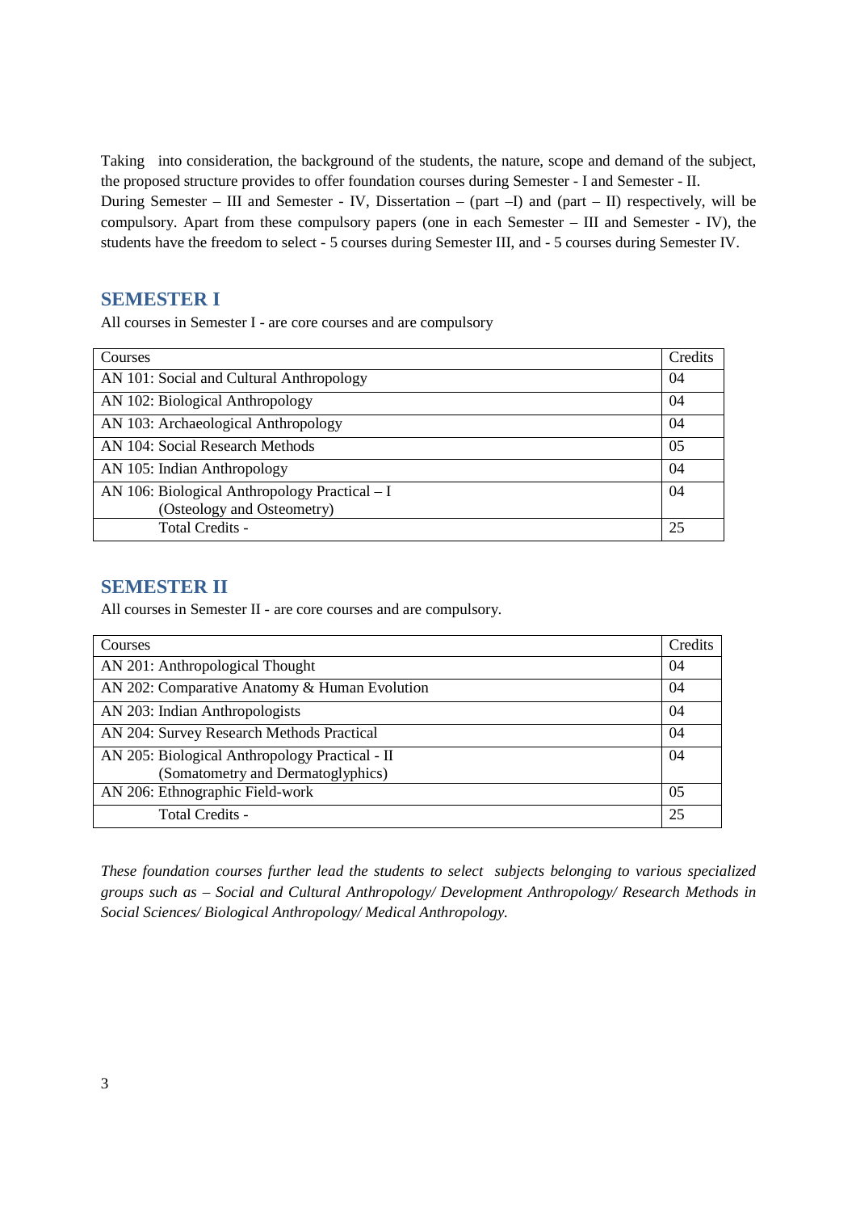Taking into consideration, the background of the students, the nature, scope and demand of the subject, the proposed structure provides to offer foundation courses during Semester - I and Semester - II.
During Semester – III and Semester - IV, Dissertation – (part –I) and (part – II) respectively, will be compulsory. Apart from these compulsory papers (one in each Semester – III and Semester - IV), the students have the freedom to select - 5 courses during Semester III, and - 5 courses during Semester IV.

## SEMESTER I

All courses in Semester I - are core courses and are compulsory

| Courses | Credits |
|---|---|
| AN 101: Social and Cultural Anthropology | 04 |
| AN 102: Biological Anthropology | 04 |
| AN 103: Archaeological Anthropology | 04 |
| AN 104: Social Research Methods | 05 |
| AN 105: Indian Anthropology | 04 |
| AN 106: Biological Anthropology Practical – I (Osteology and Osteometry) | 04 |
| Total Credits - | 25 |

## SEMESTER II

All courses in Semester II - are core courses and are compulsory.

| Courses | Credits |
|---|---|
| AN 201: Anthropological Thought | 04 |
| AN 202: Comparative Anatomy & Human Evolution | 04 |
| AN 203: Indian Anthropologists | 04 |
| AN 204: Survey Research Methods Practical | 04 |
| AN 205: Biological Anthropology Practical - II (Somatometry and Dermatoglyphics) | 04 |
| AN 206: Ethnographic Field-work | 05 |
| Total Credits - | 25 |

*These foundation courses further lead the students to select subjects belonging to various specialized groups such as – Social and Cultural Anthropology/ Development Anthropology/ Research Methods in Social Sciences/ Biological Anthropology/ Medical Anthropology.*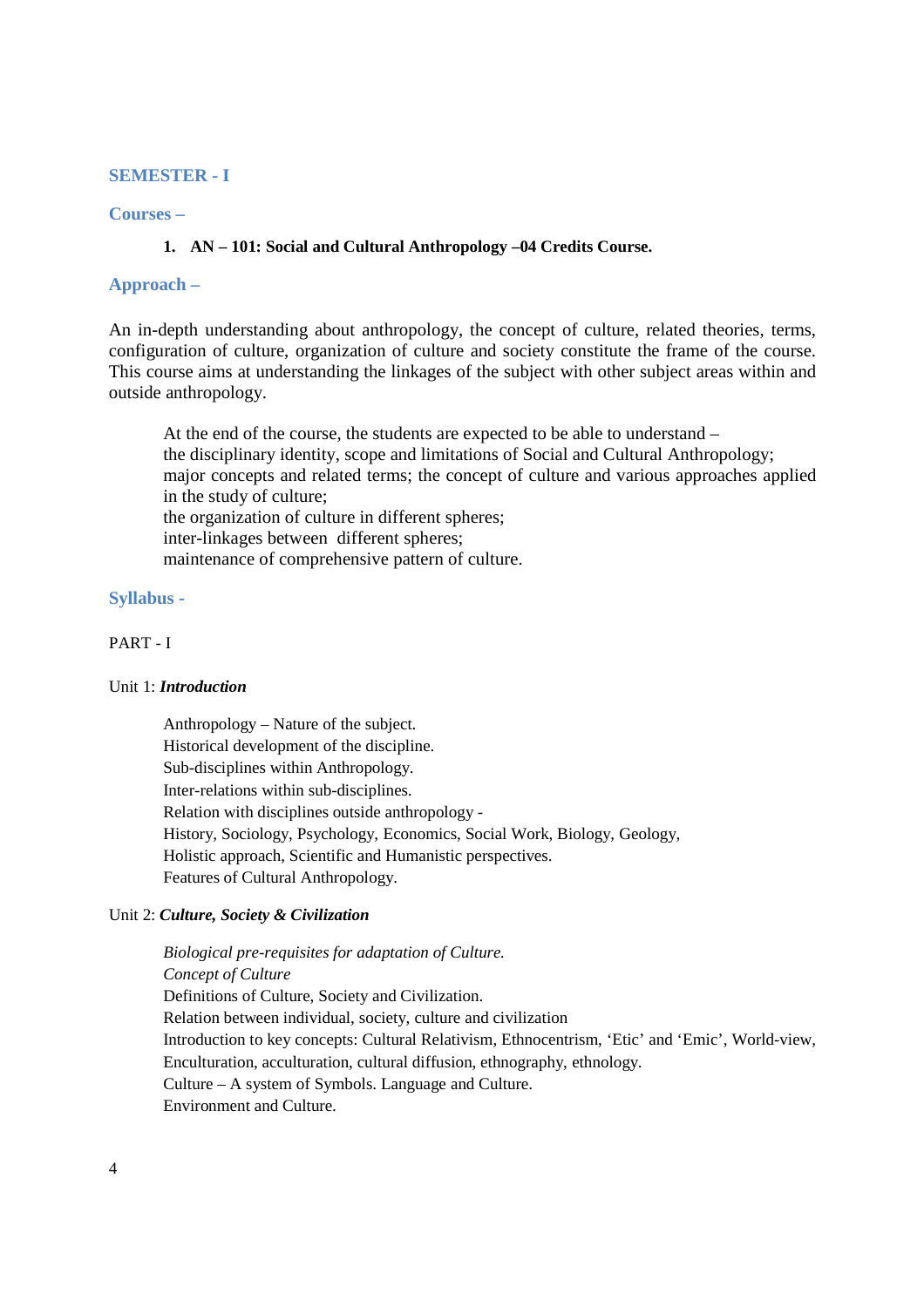## SEMESTER - I

### Courses –

1. **AN – 101: Social and Cultural Anthropology –04 Credits Course.**

### Approach –

An in-depth understanding about anthropology, the concept of culture, related theories, terms, configuration of culture, organization of culture and society constitute the frame of the course. This course aims at understanding the linkages of the subject with other subject areas within and outside anthropology.

At the end of the course, the students are expected to be able to understand –
the disciplinary identity, scope and limitations of Social and Cultural Anthropology;
major concepts and related terms; the concept of culture and various approaches applied in the study of culture;
the organization of culture in different spheres;
inter-linkages between different spheres;
maintenance of comprehensive pattern of culture.

### Syllabus -

PART - I

Unit 1: ***Introduction***

Anthropology – Nature of the subject.
Historical development of the discipline.
Sub-disciplines within Anthropology.
Inter-relations within sub-disciplines.
Relation with disciplines outside anthropology -
History, Sociology, Psychology, Economics, Social Work, Biology, Geology,
Holistic approach, Scientific and Humanistic perspectives.
Features of Cultural Anthropology.

Unit 2: ***Culture, Society & Civilization***

*Biological pre-requisites for adaptation of Culture.*
*Concept of Culture*
Definitions of Culture, Society and Civilization.
Relation between individual, society, culture and civilization
Introduction to key concepts: Cultural Relativism, Ethnocentrism, 'Etic' and 'Emic', World-view, Enculturation, acculturation, cultural diffusion, ethnography, ethnology.
Culture – A system of Symbols. Language and Culture.
Environment and Culture.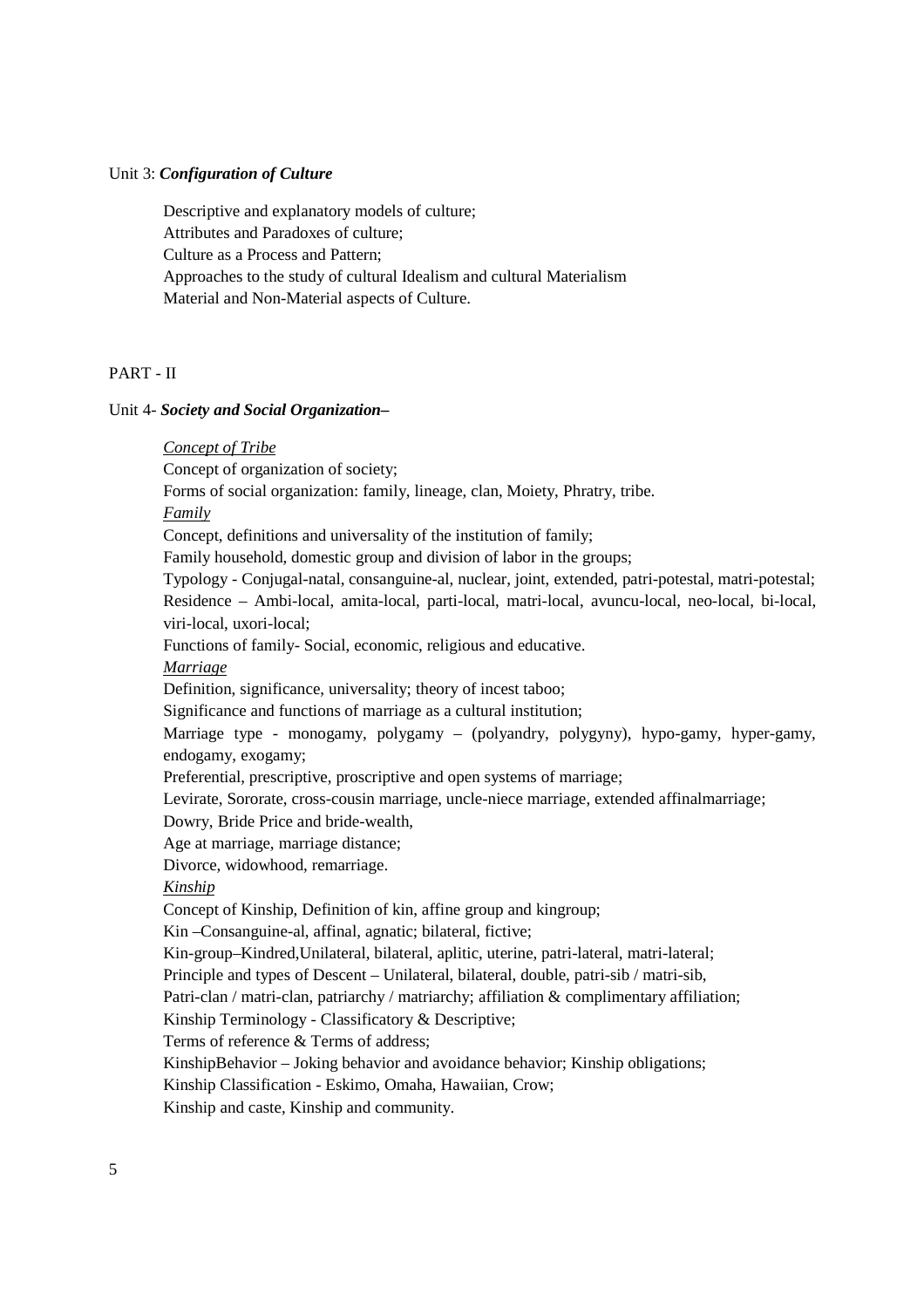Unit 3: ***Configuration of Culture***

Descriptive and explanatory models of culture;
Attributes and Paradoxes of culture;
Culture as a Process and Pattern;
Approaches to the study of cultural Idealism and cultural Materialism
Material and Non-Material aspects of Culture.

PART - II

Unit 4- ***Society and Social Organization–***

*Concept of Tribe*
Concept of organization of society;
Forms of social organization: family, lineage, clan, Moiety, Phratry, tribe.
*Family*
Concept, definitions and universality of the institution of family;
Family household, domestic group and division of labor in the groups;
Typology - Conjugal-natal, consanguine-al, nuclear, joint, extended, patri-potestal, matri-potestal;
Residence – Ambi-local, amita-local, parti-local, matri-local, avuncu-local, neo-local, bi-local, viri-local, uxori-local;
Functions of family- Social, economic, religious and educative.
*Marriage*
Definition, significance, universality; theory of incest taboo;
Significance and functions of marriage as a cultural institution;
Marriage type - monogamy, polygamy – (polyandry, polygyny), hypo-gamy, hyper-gamy, endogamy, exogamy;
Preferential, prescriptive, proscriptive and open systems of marriage;
Levirate, Sororate, cross-cousin marriage, uncle-niece marriage, extended affinalmarriage;
Dowry, Bride Price and bride-wealth,
Age at marriage, marriage distance;
Divorce, widowhood, remarriage.
*Kinship*
Concept of Kinship, Definition of kin, affine group and kingroup;
Kin –Consanguine-al, affinal, agnatic; bilateral, fictive;
Kin-group–Kindred,Unilateral, bilateral, aplitic, uterine, patri-lateral, matri-lateral;
Principle and types of Descent – Unilateral, bilateral, double, patri-sib / matri-sib,
Patri-clan / matri-clan, patriarchy / matriarchy; affiliation & complimentary affiliation;
Kinship Terminology - Classificatory & Descriptive;
Terms of reference & Terms of address;
KinshipBehavior – Joking behavior and avoidance behavior; Kinship obligations;
Kinship Classification - Eskimo, Omaha, Hawaiian, Crow;
Kinship and caste, Kinship and community.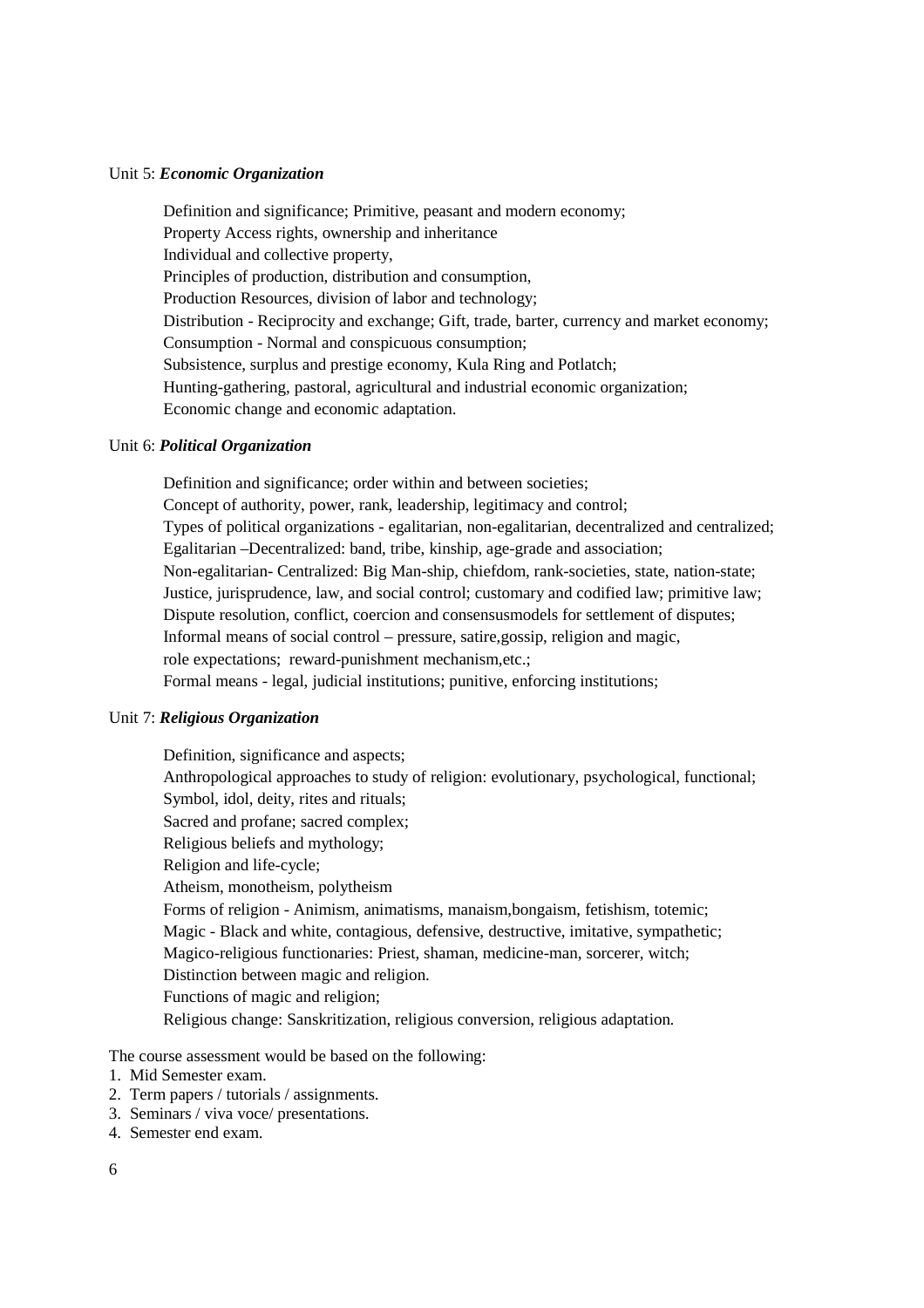Unit 5: ***Economic Organization***

Definition and significance; Primitive, peasant and modern economy;
Property Access rights, ownership and inheritance
Individual and collective property,
Principles of production, distribution and consumption,
Production Resources, division of labor and technology;
Distribution - Reciprocity and exchange; Gift, trade, barter, currency and market economy;
Consumption - Normal and conspicuous consumption;
Subsistence, surplus and prestige economy, Kula Ring and Potlatch;
Hunting-gathering, pastoral, agricultural and industrial economic organization;
Economic change and economic adaptation.

Unit 6: ***Political Organization***

Definition and significance; order within and between societies;
Concept of authority, power, rank, leadership, legitimacy and control;
Types of political organizations - egalitarian, non-egalitarian, decentralized and centralized;
Egalitarian –Decentralized: band, tribe, kinship, age-grade and association;
Non-egalitarian- Centralized: Big Man-ship, chiefdom, rank-societies, state, nation-state;
Justice, jurisprudence, law, and social control; customary and codified law; primitive law;
Dispute resolution, conflict, coercion and consensusmodels for settlement of disputes;
Informal means of social control – pressure, satire,gossip, religion and magic,
role expectations; reward-punishment mechanism,etc.;
Formal means - legal, judicial institutions; punitive, enforcing institutions;

Unit 7: ***Religious Organization***

Definition, significance and aspects;
Anthropological approaches to study of religion: evolutionary, psychological, functional;
Symbol, idol, deity, rites and rituals;
Sacred and profane; sacred complex;
Religious beliefs and mythology;
Religion and life-cycle;
Atheism, monotheism, polytheism
Forms of religion - Animism, animatisms, manaism,bongaism, fetishism, totemic;
Magic - Black and white, contagious, defensive, destructive, imitative, sympathetic;
Magico-religious functionaries: Priest, shaman, medicine-man, sorcerer, witch;
Distinction between magic and religion.
Functions of magic and religion;
Religious change: Sanskritization, religious conversion, religious adaptation.

The course assessment would be based on the following:

1. Mid Semester exam.
2. Term papers / tutorials / assignments.
3. Seminars / viva voce/ presentations.
4. Semester end exam.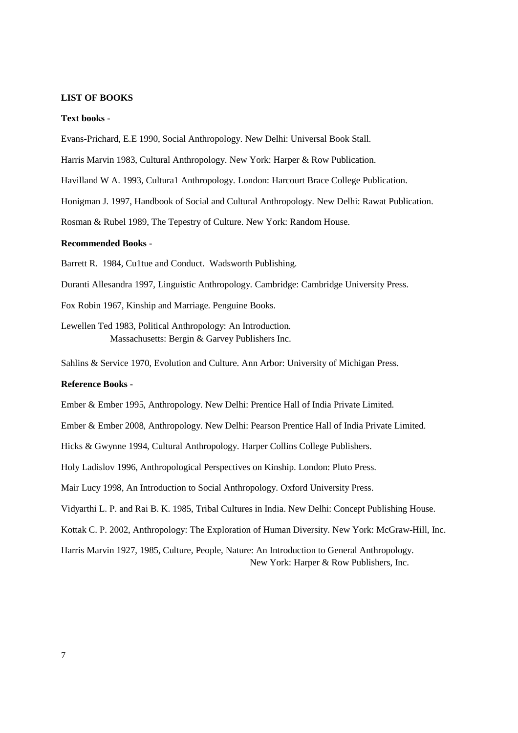**LIST OF BOOKS**

**Text books -**

Evans-Prichard, E.E 1990, Social Anthropology. New Delhi: Universal Book Stall.

Harris Marvin 1983, Cultural Anthropology. New York: Harper & Row Publication.

Havilland W A. 1993, Cultura1 Anthropology. London: Harcourt Brace College Publication.

Honigman J. 1997, Handbook of Social and Cultural Anthropology. New Delhi: Rawat Publication.

Rosman & Rubel 1989, The Tepestry of Culture. New York: Random House.

**Recommended Books -**

Barrett R. 1984, Cu1tue and Conduct. Wadsworth Publishing.

Duranti Allesandra 1997, Linguistic Anthropology. Cambridge: Cambridge University Press.

Fox Robin 1967, Kinship and Marriage. Penguine Books.

Lewellen Ted 1983, Political Anthropology: An Introduction.
Massachusetts: Bergin & Garvey Publishers Inc.

Sahlins & Service 1970, Evolution and Culture. Ann Arbor: University of Michigan Press.

**Reference Books -**

Ember & Ember 1995, Anthropology. New Delhi: Prentice Hall of India Private Limited.

Ember & Ember 2008, Anthropology. New Delhi: Pearson Prentice Hall of India Private Limited.

Hicks & Gwynne 1994, Cultural Anthropology. Harper Collins College Publishers.

Holy Ladislov 1996, Anthropological Perspectives on Kinship. London: Pluto Press.

Mair Lucy 1998, An Introduction to Social Anthropology. Oxford University Press.

Vidyarthi L. P. and Rai B. K. 1985, Tribal Cultures in India. New Delhi: Concept Publishing House.

Kottak C. P. 2002, Anthropology: The Exploration of Human Diversity. New York: McGraw-Hill, Inc.

Harris Marvin 1927, 1985, Culture, People, Nature: An Introduction to General Anthropology.
New York: Harper & Row Publishers, Inc.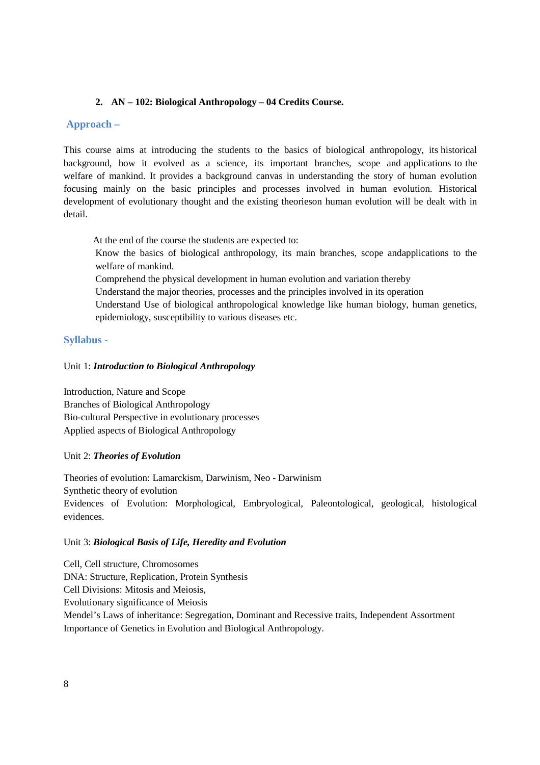**2. AN – 102: Biological Anthropology – 04 Credits Course.**

## Approach –

This course aims at introducing the students to the basics of biological anthropology, its historical background, how it evolved as a science, its important branches, scope and applications to the welfare of mankind. It provides a background canvas in understanding the story of human evolution focusing mainly on the basic principles and processes involved in human evolution. Historical development of evolutionary thought and the existing theorieson human evolution will be dealt with in detail.

At the end of the course the students are expected to:

Know the basics of biological anthropology, its main branches, scope andapplications to the welfare of mankind.

Comprehend the physical development in human evolution and variation thereby

Understand the major theories, processes and the principles involved in its operation

Understand Use of biological anthropological knowledge like human biology, human genetics, epidemiology, susceptibility to various diseases etc.

## Syllabus -

Unit 1: ***Introduction to Biological Anthropology***

Introduction, Nature and Scope
Branches of Biological Anthropology
Bio-cultural Perspective in evolutionary processes
Applied aspects of Biological Anthropology

Unit 2: ***Theories of Evolution***

Theories of evolution: Lamarckism, Darwinism, Neo - Darwinism
Synthetic theory of evolution
Evidences of Evolution: Morphological, Embryological, Paleontological, geological, histological evidences.

Unit 3: ***Biological Basis of Life, Heredity and Evolution***

Cell, Cell structure, Chromosomes
DNA: Structure, Replication, Protein Synthesis
Cell Divisions: Mitosis and Meiosis,
Evolutionary significance of Meiosis
Mendel's Laws of inheritance: Segregation, Dominant and Recessive traits, Independent Assortment
Importance of Genetics in Evolution and Biological Anthropology.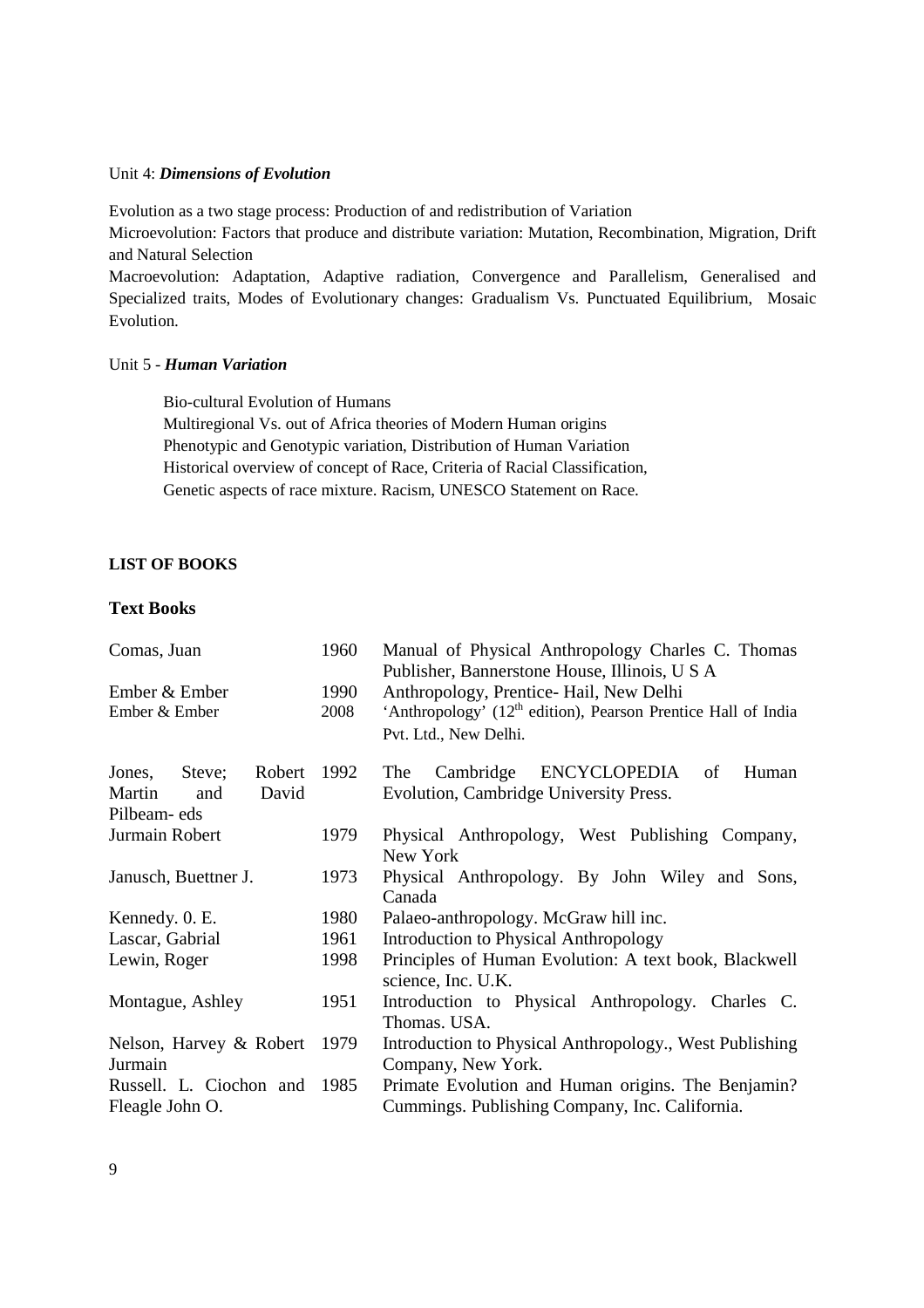Unit 4: ***Dimensions of Evolution***

Evolution as a two stage process: Production of and redistribution of Variation
Microevolution: Factors that produce and distribute variation: Mutation, Recombination, Migration, Drift and Natural Selection
Macroevolution: Adaptation, Adaptive radiation, Convergence and Parallelism, Generalised and Specialized traits, Modes of Evolutionary changes: Gradualism Vs. Punctuated Equilibrium, Mosaic Evolution.

Unit 5 - ***Human Variation***

Bio-cultural Evolution of Humans
Multiregional Vs. out of Africa theories of Modern Human origins
Phenotypic and Genotypic variation, Distribution of Human Variation
Historical overview of concept of Race, Criteria of Racial Classification,
Genetic aspects of race mixture. Racism, UNESCO Statement on Race.

**LIST OF BOOKS**

**Text Books**

| | | |
|---|---|---|
| Comas, Juan | 1960 | Manual of Physical Anthropology Charles C. Thomas Publisher, Bannerstone House, Illinois, U S A |
| Ember & Ember | 1990 | Anthropology, Prentice- Hail, New Delhi |
| Ember & Ember | 2008 | 'Anthropology' (12th edition), Pearson Prentice Hall of India Pvt. Ltd., New Delhi. |
| Jones, Steve; Robert Martin and David Pilbeam- eds | 1992 | The Cambridge ENCYCLOPEDIA of Human Evolution, Cambridge University Press. |
| Jurmain Robert | 1979 | Physical Anthropology, West Publishing Company, New York |
| Janusch, Buettner J. | 1973 | Physical Anthropology. By John Wiley and Sons, Canada |
| Kennedy. 0. E. | 1980 | Palaeo-anthropology. McGraw hill inc. |
| Lascar, Gabrial | 1961 | Introduction to Physical Anthropology |
| Lewin, Roger | 1998 | Principles of Human Evolution: A text book, Blackwell science, Inc. U.K. |
| Montague, Ashley | 1951 | Introduction to Physical Anthropology. Charles C. Thomas. USA. |
| Nelson, Harvey & Robert Jurmain | 1979 | Introduction to Physical Anthropology., West Publishing Company, New York. |
| Russell. L. Ciochon and Fleagle John O. | 1985 | Primate Evolution and Human origins. The Benjamin? Cummings. Publishing Company, Inc. California. |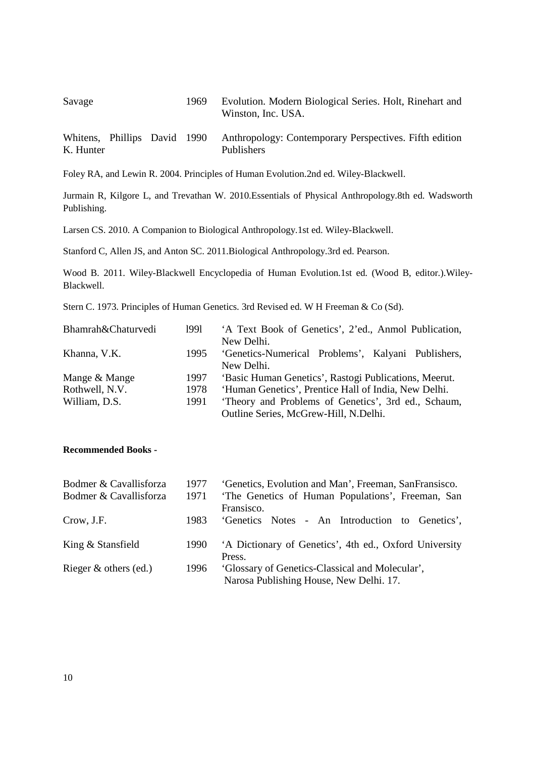| | | |
|---|---|---|
| Savage | 1969 | Evolution. Modern Biological Series. Holt, Rinehart and Winston, Inc. USA. |
| Whitens, Phillips David K. Hunter | 1990 | Anthropology: Contemporary Perspectives. Fifth edition Publishers |

Foley RA, and Lewin R. 2004. Principles of Human Evolution.2nd ed. Wiley-Blackwell.

Jurmain R, Kilgore L, and Trevathan W. 2010.Essentials of Physical Anthropology.8th ed. Wadsworth Publishing.

Larsen CS. 2010. A Companion to Biological Anthropology.1st ed. Wiley-Blackwell.

Stanford C, Allen JS, and Anton SC. 2011.Biological Anthropology.3rd ed. Pearson.

Wood B. 2011. Wiley-Blackwell Encyclopedia of Human Evolution.1st ed. (Wood B, editor.).Wiley-Blackwell.

Stern C. 1973. Principles of Human Genetics. 3rd Revised ed. W H Freeman & Co (Sd).

| | | |
|---|---|---|
| Bhamrah&Chaturvedi | l99l | 'A Text Book of Genetics', 2'ed., Anmol Publication, New Delhi. |
| Khanna, V.K. | 1995 | 'Genetics-Numerical Problems', Kalyani Publishers, New Delhi. |
| Mange & Mange | 1997 | 'Basic Human Genetics', Rastogi Publications, Meerut. |
| Rothwell, N.V. | 1978 | 'Human Genetics', Prentice Hall of India, New Delhi. |
| William, D.S. | 1991 | 'Theory and Problems of Genetics', 3rd ed., Schaum, Outline Series, McGrew-Hill, N.Delhi. |

**Recommended Books -**

| | | |
|---|---|---|
| Bodmer & Cavallisforza | 1977 | 'Genetics, Evolution and Man', Freeman, SanFransisco. |
| Bodmer & Cavallisforza | 1971 | 'The Genetics of Human Populations', Freeman, San Fransisco. |
| Crow, J.F. | 1983 | 'Genetics Notes - An Introduction to Genetics', |
| King & Stansfield | 1990 | 'A Dictionary of Genetics', 4th ed., Oxford University Press. |
| Rieger & others (ed.) | 1996 | 'Glossary of Genetics-Classical and Molecular', Narosa Publishing House, New Delhi. 17. |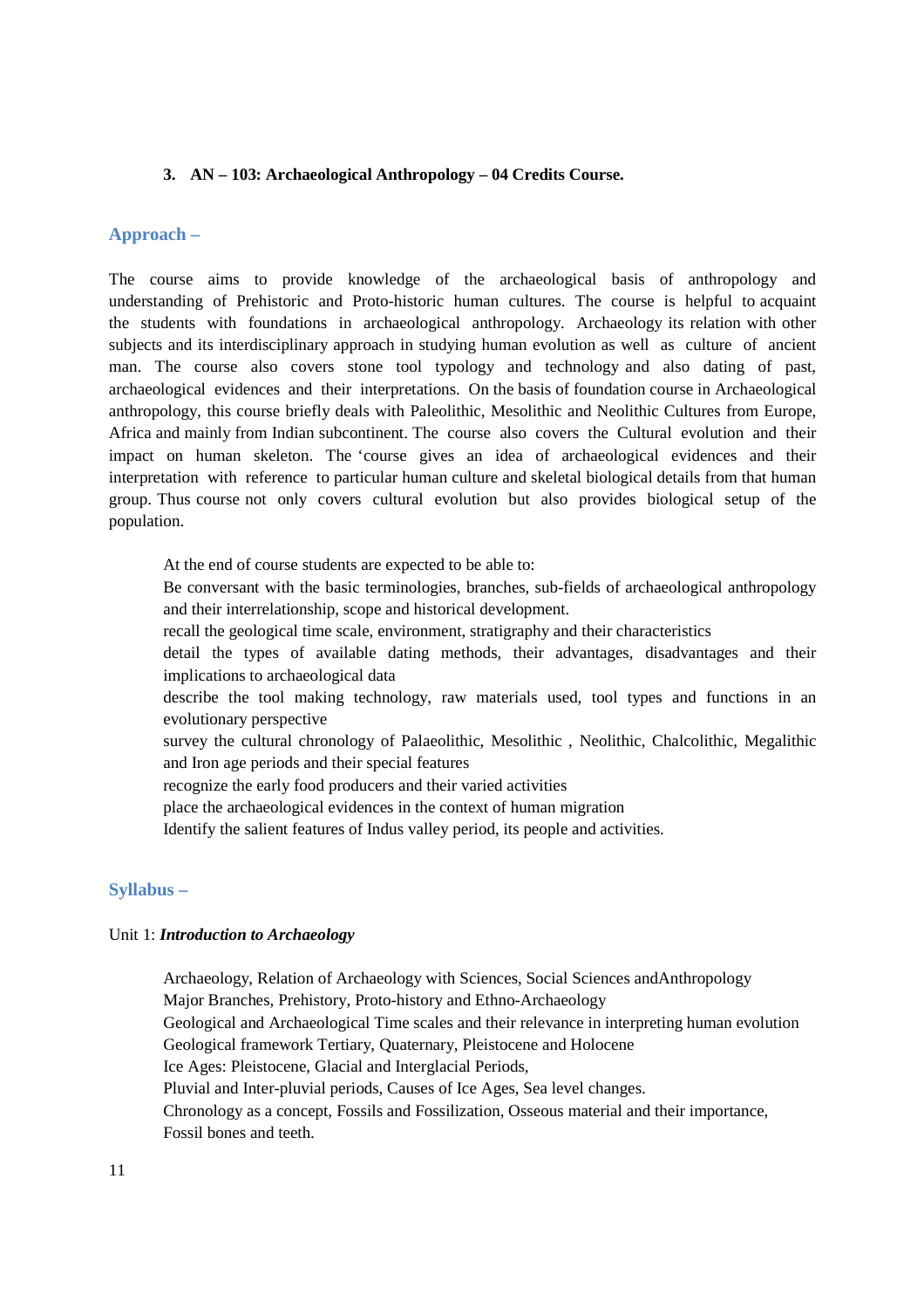### 3. AN – 103: Archaeological Anthropology – 04 Credits Course.

## Approach –

The course aims to provide knowledge of the archaeological basis of anthropology and understanding of Prehistoric and Proto-historic human cultures. The course is helpful to acquaint the students with foundations in archaeological anthropology. Archaeology its relation with other subjects and its interdisciplinary approach in studying human evolution as well as culture of ancient man. The course also covers stone tool typology and technology and also dating of past, archaeological evidences and their interpretations. On the basis of foundation course in Archaeological anthropology, this course briefly deals with Paleolithic, Mesolithic and Neolithic Cultures from Europe, Africa and mainly from Indian subcontinent. The course also covers the Cultural evolution and their impact on human skeleton. The 'course gives an idea of archaeological evidences and their interpretation with reference to particular human culture and skeletal biological details from that human group. Thus course not only covers cultural evolution but also provides biological setup of the population.

At the end of course students are expected to be able to:

Be conversant with the basic terminologies, branches, sub-fields of archaeological anthropology and their interrelationship, scope and historical development.

recall the geological time scale, environment, stratigraphy and their characteristics

detail the types of available dating methods, their advantages, disadvantages and their implications to archaeological data

describe the tool making technology, raw materials used, tool types and functions in an evolutionary perspective

survey the cultural chronology of Palaeolithic, Mesolithic , Neolithic, Chalcolithic, Megalithic and Iron age periods and their special features

recognize the early food producers and their varied activities

place the archaeological evidences in the context of human migration

Identify the salient features of Indus valley period, its people and activities.

## Syllabus –

Unit 1: ***Introduction to Archaeology***

Archaeology, Relation of Archaeology with Sciences, Social Sciences andAnthropology

Major Branches, Prehistory, Proto-history and Ethno-Archaeology

Geological and Archaeological Time scales and their relevance in interpreting human evolution

Geological framework Tertiary, Quaternary, Pleistocene and Holocene

Ice Ages: Pleistocene, Glacial and Interglacial Periods,

Pluvial and Inter-pluvial periods, Causes of Ice Ages, Sea level changes.

Chronology as a concept, Fossils and Fossilization, Osseous material and their importance,

Fossil bones and teeth.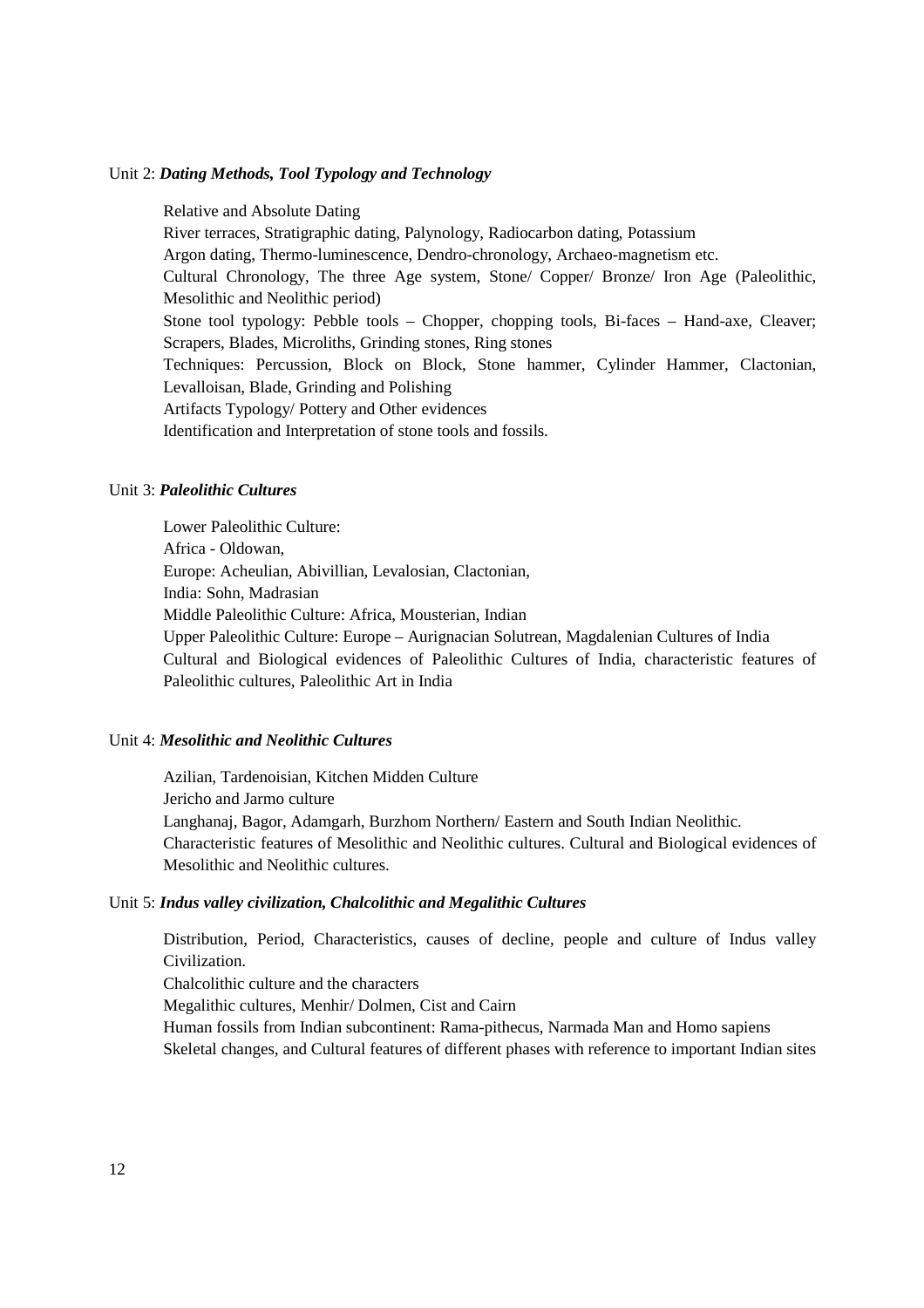Unit 2: ***Dating Methods, Tool Typology and Technology***

Relative and Absolute Dating
River terraces, Stratigraphic dating, Palynology, Radiocarbon dating, Potassium Argon dating, Thermo-luminescence, Dendro-chronology, Archaeo-magnetism etc.
Cultural Chronology, The three Age system, Stone/ Copper/ Bronze/ Iron Age (Paleolithic, Mesolithic and Neolithic period)
Stone tool typology: Pebble tools – Chopper, chopping tools, Bi-faces – Hand-axe, Cleaver; Scrapers, Blades, Microliths, Grinding stones, Ring stones
Techniques: Percussion, Block on Block, Stone hammer, Cylinder Hammer, Clactonian, Levalloisan, Blade, Grinding and Polishing
Artifacts Typology/ Pottery and Other evidences
Identification and Interpretation of stone tools and fossils.

Unit 3: ***Paleolithic Cultures***

Lower Paleolithic Culture:
Africa - Oldowan,
Europe: Acheulian, Abivillian, Levalosian, Clactonian,
India: Sohn, Madrasian
Middle Paleolithic Culture: Africa, Mousterian, Indian
Upper Paleolithic Culture: Europe – Aurignacian Solutrean, Magdalenian Cultures of India
Cultural and Biological evidences of Paleolithic Cultures of India, characteristic features of Paleolithic cultures, Paleolithic Art in India

Unit 4: ***Mesolithic and Neolithic Cultures***

Azilian, Tardenoisian, Kitchen Midden Culture
Jericho and Jarmo culture
Langhanaj, Bagor, Adamgarh, Burzhom Northern/ Eastern and South Indian Neolithic.
Characteristic features of Mesolithic and Neolithic cultures. Cultural and Biological evidences of Mesolithic and Neolithic cultures.

Unit 5: ***Indus valley civilization, Chalcolithic and Megalithic Cultures***

Distribution, Period, Characteristics, causes of decline, people and culture of Indus valley Civilization.
Chalcolithic culture and the characters
Megalithic cultures, Menhir/ Dolmen, Cist and Cairn
Human fossils from Indian subcontinent: Rama-pithecus, Narmada Man and Homo sapiens
Skeletal changes, and Cultural features of different phases with reference to important Indian sites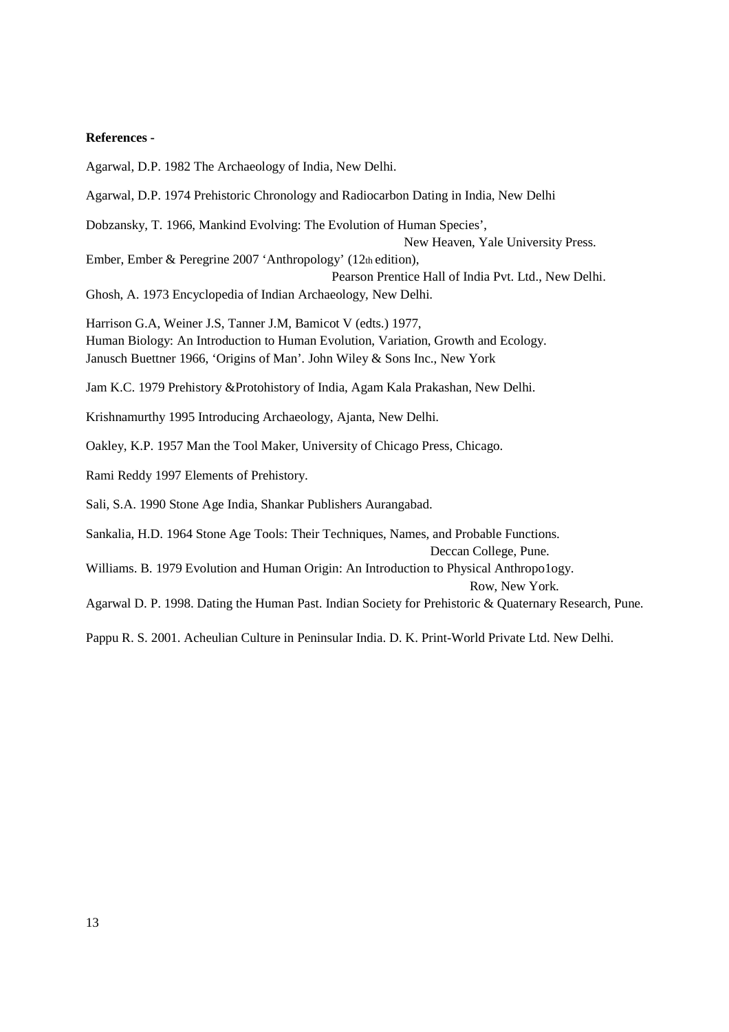**References -**

Agarwal, D.P. 1982 The Archaeology of India, New Delhi.

Agarwal, D.P. 1974 Prehistoric Chronology and Radiocarbon Dating in India, New Delhi

Dobzansky, T. 1966, Mankind Evolving: The Evolution of Human Species', New Heaven, Yale University Press.

Ember, Ember & Peregrine 2007 'Anthropology' (12th edition), Pearson Prentice Hall of India Pvt. Ltd., New Delhi.

Ghosh, A. 1973 Encyclopedia of Indian Archaeology, New Delhi.

Harrison G.A, Weiner J.S, Tanner J.M, Bamicot V (edts.) 1977, Human Biology: An Introduction to Human Evolution, Variation, Growth and Ecology.

Janusch Buettner 1966, 'Origins of Man'. John Wiley & Sons Inc., New York

Jam K.C. 1979 Prehistory &Protohistory of India, Agam Kala Prakashan, New Delhi.

Krishnamurthy 1995 Introducing Archaeology, Ajanta, New Delhi.

Oakley, K.P. 1957 Man the Tool Maker, University of Chicago Press, Chicago.

Rami Reddy 1997 Elements of Prehistory.

Sali, S.A. 1990 Stone Age India, Shankar Publishers Aurangabad.

Sankalia, H.D. 1964 Stone Age Tools: Their Techniques, Names, and Probable Functions. Deccan College, Pune.

Williams. B. 1979 Evolution and Human Origin: An Introduction to Physical Anthropo1ogy. Row, New York.

Agarwal D. P. 1998. Dating the Human Past. Indian Society for Prehistoric & Quaternary Research, Pune.

Pappu R. S. 2001. Acheulian Culture in Peninsular India. D. K. Print-World Private Ltd. New Delhi.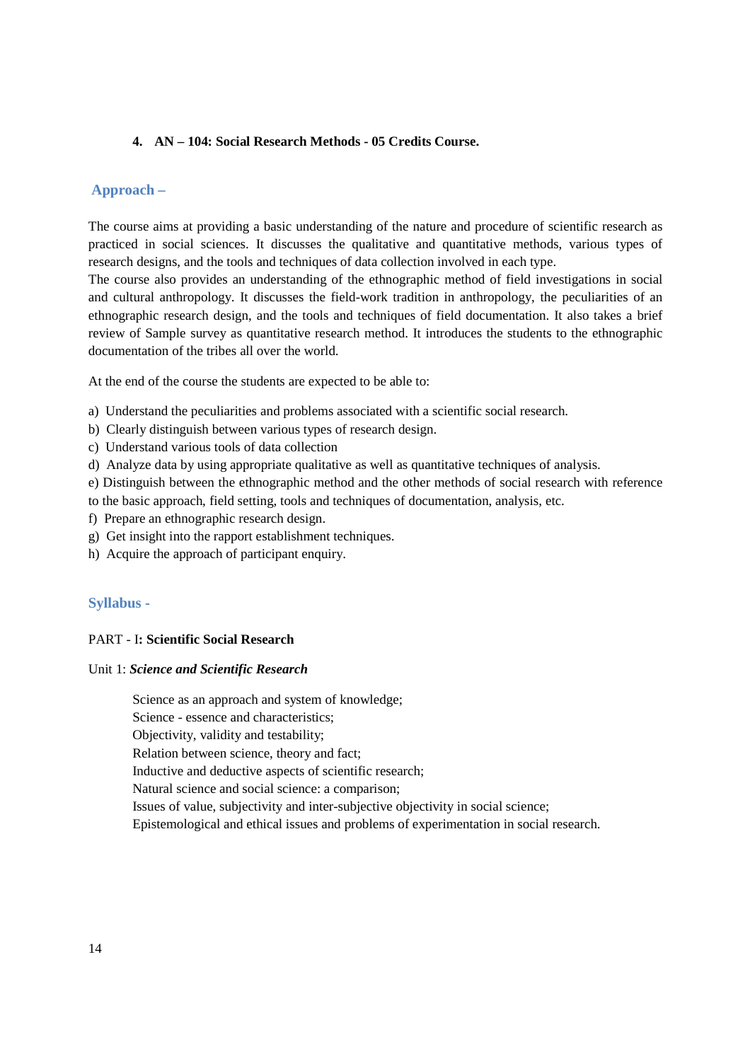### 4. AN – 104: Social Research Methods - 05 Credits Course.

## Approach –

The course aims at providing a basic understanding of the nature and procedure of scientific research as practiced in social sciences. It discusses the qualitative and quantitative methods, various types of research designs, and the tools and techniques of data collection involved in each type.
The course also provides an understanding of the ethnographic method of field investigations in social and cultural anthropology. It discusses the field-work tradition in anthropology, the peculiarities of an ethnographic research design, and the tools and techniques of field documentation. It also takes a brief review of Sample survey as quantitative research method. It introduces the students to the ethnographic documentation of the tribes all over the world.

At the end of the course the students are expected to be able to:

a) Understand the peculiarities and problems associated with a scientific social research.
b) Clearly distinguish between various types of research design.
c) Understand various tools of data collection
d) Analyze data by using appropriate qualitative as well as quantitative techniques of analysis.
e) Distinguish between the ethnographic method and the other methods of social research with reference to the basic approach, field setting, tools and techniques of documentation, analysis, etc.
f) Prepare an ethnographic research design.
g) Get insight into the rapport establishment techniques.
h) Acquire the approach of participant enquiry.

## Syllabus -

PART - I**: Scientific Social Research**

Unit 1: ***Science and Scientific Research***

Science as an approach and system of knowledge;
Science - essence and characteristics;
Objectivity, validity and testability;
Relation between science, theory and fact;
Inductive and deductive aspects of scientific research;
Natural science and social science: a comparison;
Issues of value, subjectivity and inter-subjective objectivity in social science;
Epistemological and ethical issues and problems of experimentation in social research.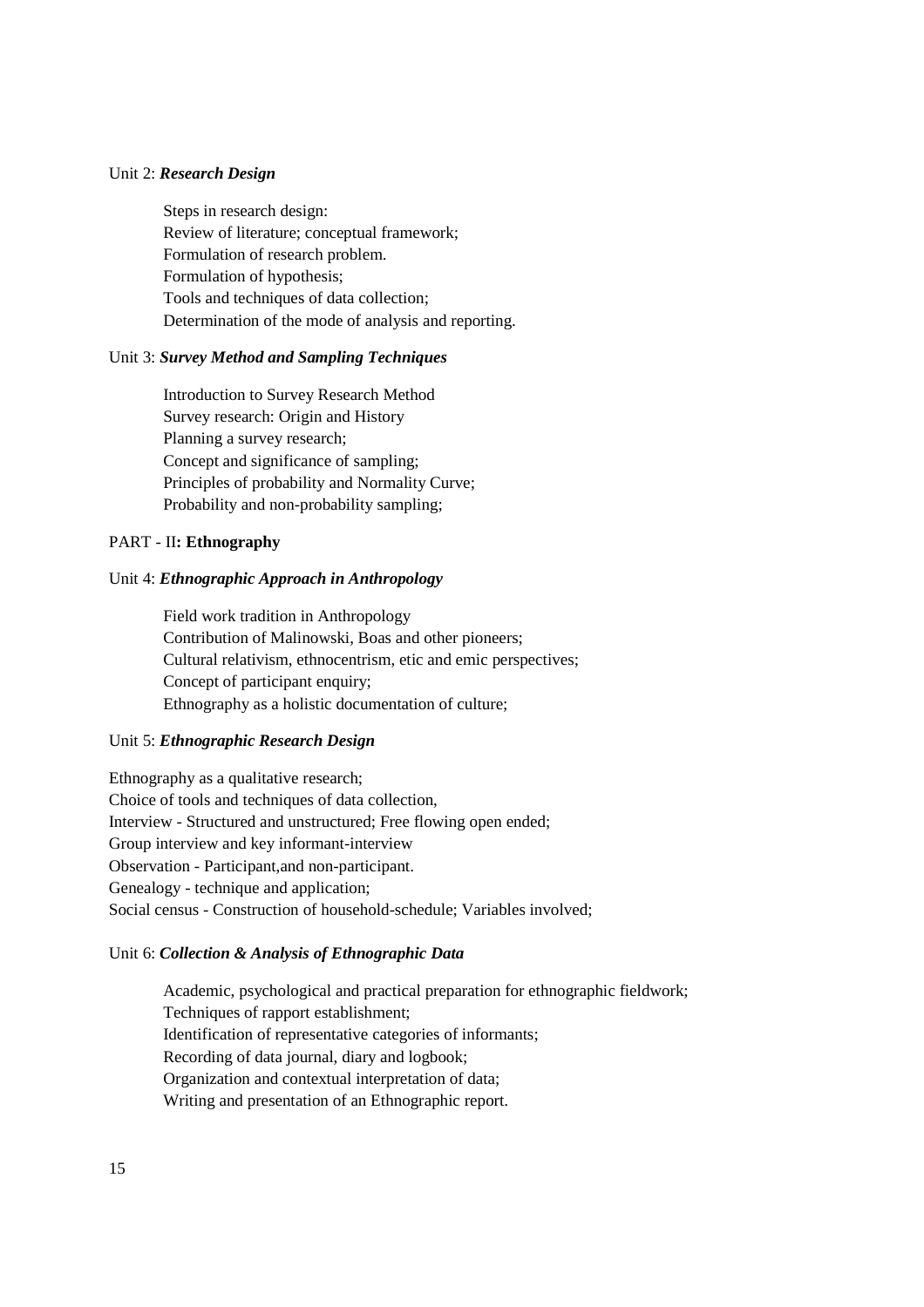Unit 2: ***Research Design***

Steps in research design:
Review of literature; conceptual framework;
Formulation of research problem.
Formulation of hypothesis;
Tools and techniques of data collection;
Determination of the mode of analysis and reporting.

Unit 3: ***Survey Method and Sampling Techniques***

Introduction to Survey Research Method
Survey research: Origin and History
Planning a survey research;
Concept and significance of sampling;
Principles of probability and Normality Curve;
Probability and non-probability sampling;

PART - II**: Ethnography**

Unit 4: ***Ethnographic Approach in Anthropology***

Field work tradition in Anthropology
Contribution of Malinowski, Boas and other pioneers;
Cultural relativism, ethnocentrism, etic and emic perspectives;
Concept of participant enquiry;
Ethnography as a holistic documentation of culture;

Unit 5: ***Ethnographic Research Design***

Ethnography as a qualitative research;
Choice of tools and techniques of data collection,
Interview - Structured and unstructured; Free flowing open ended;
Group interview and key informant-interview
Observation - Participant,and non-participant.
Genealogy - technique and application;
Social census - Construction of household-schedule; Variables involved;

Unit 6: ***Collection & Analysis of Ethnographic Data***

Academic, psychological and practical preparation for ethnographic fieldwork;
Techniques of rapport establishment;
Identification of representative categories of informants;
Recording of data journal, diary and logbook;
Organization and contextual interpretation of data;
Writing and presentation of an Ethnographic report.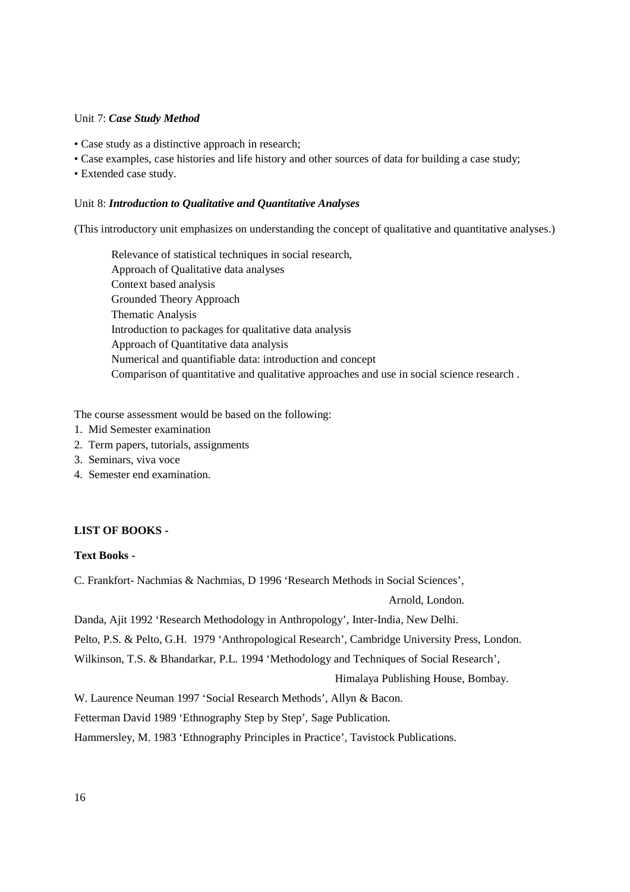Unit 7: ***Case Study Method***

- Case study as a distinctive approach in research;
- Case examples, case histories and life history and other sources of data for building a case study;
- Extended case study.

Unit 8: ***Introduction to Qualitative and Quantitative Analyses***

(This introductory unit emphasizes on understanding the concept of qualitative and quantitative analyses.)

Relevance of statistical techniques in social research,
Approach of Qualitative data analyses
Context based analysis
Grounded Theory Approach
Thematic Analysis
Introduction to packages for qualitative data analysis
Approach of Quantitative data analysis
Numerical and quantifiable data: introduction and concept
Comparison of quantitative and qualitative approaches and use in social science research .

The course assessment would be based on the following:

1. Mid Semester examination
2. Term papers, tutorials, assignments
3. Seminars, viva voce
4. Semester end examination.

**LIST OF BOOKS -**

**Text Books -**

C. Frankfort- Nachmias & Nachmias, D 1996 'Research Methods in Social Sciences', Arnold, London.

Danda, Ajit 1992 'Research Methodology in Anthropology', Inter-India, New Delhi.

Pelto, P.S. & Pelto, G.H. 1979 'Anthropological Research', Cambridge University Press, London.

Wilkinson, T.S. & Bhandarkar, P.L. 1994 'Methodology and Techniques of Social Research', Himalaya Publishing House, Bombay.

W. Laurence Neuman 1997 'Social Research Methods', Allyn & Bacon.

Fetterman David 1989 'Ethnography Step by Step', Sage Publication.

Hammersley, M. 1983 'Ethnography Principles in Practice', Tavistock Publications.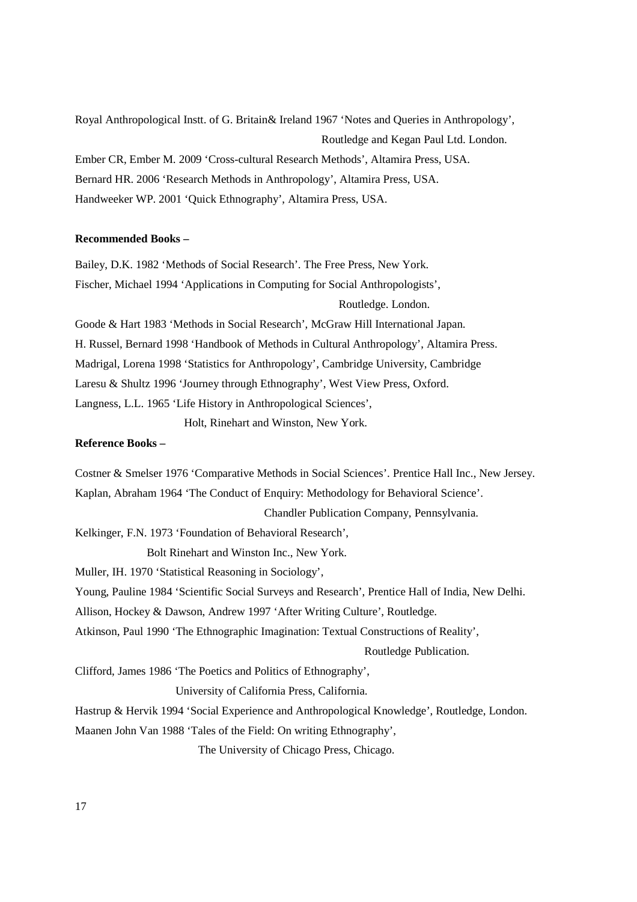Royal Anthropological Instt. of G. Britain& Ireland 1967 'Notes and Queries in Anthropology', Routledge and Kegan Paul Ltd. London.

Ember CR, Ember M. 2009 'Cross-cultural Research Methods', Altamira Press, USA.

Bernard HR. 2006 'Research Methods in Anthropology', Altamira Press, USA.

Handweeker WP. 2001 'Quick Ethnography', Altamira Press, USA.

**Recommended Books –**

Bailey, D.K. 1982 'Methods of Social Research'. The Free Press, New York.

Fischer, Michael 1994 'Applications in Computing for Social Anthropologists', Routledge. London.

Goode & Hart 1983 'Methods in Social Research', McGraw Hill International Japan.

H. Russel, Bernard 1998 'Handbook of Methods in Cultural Anthropology', Altamira Press.

Madrigal, Lorena 1998 'Statistics for Anthropology', Cambridge University, Cambridge

Laresu & Shultz 1996 'Journey through Ethnography', West View Press, Oxford.

Langness, L.L. 1965 'Life History in Anthropological Sciences', Holt, Rinehart and Winston, New York.

**Reference Books –**

Costner & Smelser 1976 'Comparative Methods in Social Sciences'. Prentice Hall Inc., New Jersey.

Kaplan, Abraham 1964 'The Conduct of Enquiry: Methodology for Behavioral Science'. Chandler Publication Company, Pennsylvania.

Kelkinger, F.N. 1973 'Foundation of Behavioral Research', Bolt Rinehart and Winston Inc., New York.

Muller, IH. 1970 'Statistical Reasoning in Sociology',

Young, Pauline 1984 'Scientific Social Surveys and Research', Prentice Hall of India, New Delhi.

Allison, Hockey & Dawson, Andrew 1997 'After Writing Culture', Routledge.

Atkinson, Paul 1990 'The Ethnographic Imagination: Textual Constructions of Reality', Routledge Publication.

Clifford, James 1986 'The Poetics and Politics of Ethnography', University of California Press, California.

Hastrup & Hervik 1994 'Social Experience and Anthropological Knowledge', Routledge, London.

Maanen John Van 1988 'Tales of the Field: On writing Ethnography', The University of Chicago Press, Chicago.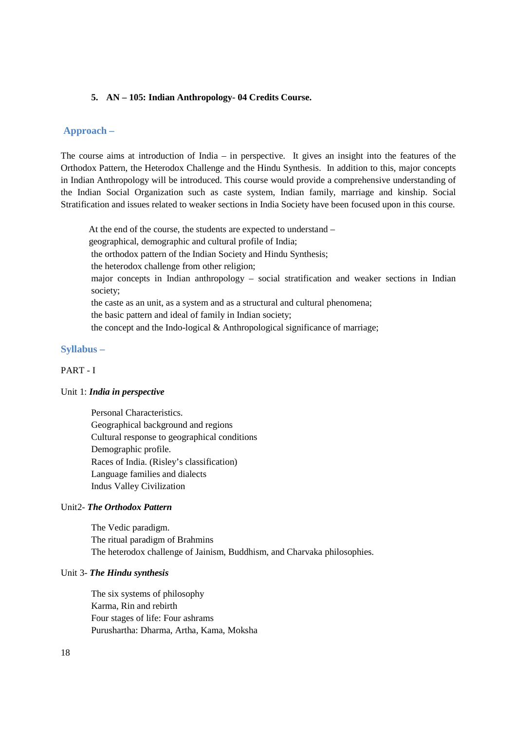### 5. AN – 105: Indian Anthropology- 04 Credits Course.

## Approach –

The course aims at introduction of India – in perspective. It gives an insight into the features of the Orthodox Pattern, the Heterodox Challenge and the Hindu Synthesis. In addition to this, major concepts in Indian Anthropology will be introduced. This course would provide a comprehensive understanding of the Indian Social Organization such as caste system, Indian family, marriage and kinship. Social Stratification and issues related to weaker sections in India Society have been focused upon in this course.

At the end of the course, the students are expected to understand –

- geographical, demographic and cultural profile of India;
- the orthodox pattern of the Indian Society and Hindu Synthesis;
- the heterodox challenge from other religion;
- major concepts in Indian anthropology – social stratification and weaker sections in Indian society;
- the caste as an unit, as a system and as a structural and cultural phenomena;
- the basic pattern and ideal of family in Indian society;
- the concept and the Indo-logical & Anthropological significance of marriage;

## Syllabus –

PART - I

Unit 1: ***India in perspective***

- Personal Characteristics.
- Geographical background and regions
- Cultural response to geographical conditions
- Demographic profile.
- Races of India. (Risley's classification)
- Language families and dialects
- Indus Valley Civilization

Unit2- ***The Orthodox Pattern***

- The Vedic paradigm.
- The ritual paradigm of Brahmins
- The heterodox challenge of Jainism, Buddhism, and Charvaka philosophies.

Unit 3- ***The Hindu synthesis***

- The six systems of philosophy
- Karma, Rin and rebirth
- Four stages of life: Four ashrams
- Purushartha: Dharma, Artha, Kama, Moksha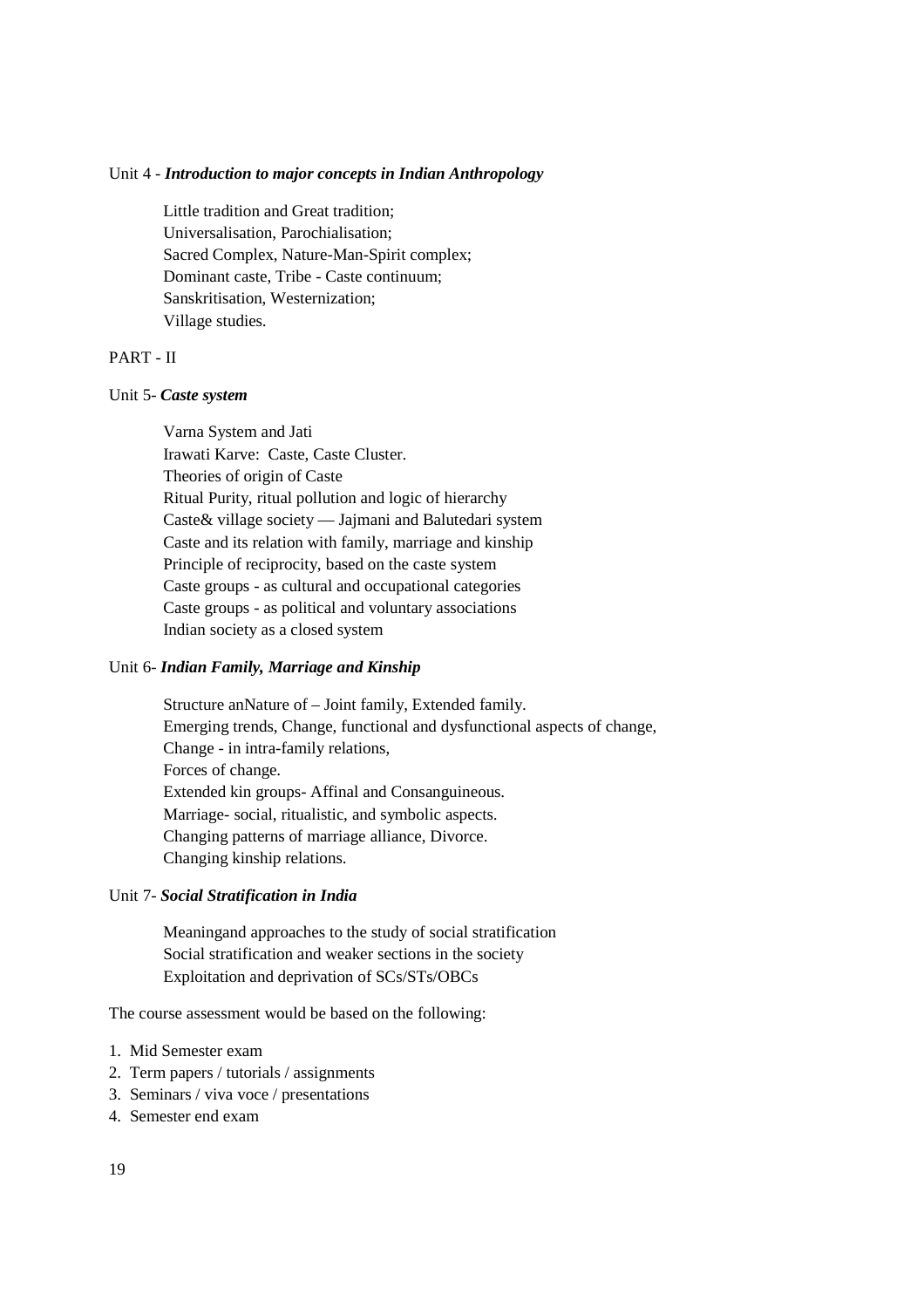Unit 4 - ***Introduction to major concepts in Indian Anthropology***

Little tradition and Great tradition;
Universalisation, Parochialisation;
Sacred Complex, Nature-Man-Spirit complex;
Dominant caste, Tribe - Caste continuum;
Sanskritisation, Westernization;
Village studies.

PART - II

Unit 5- ***Caste system***

Varna System and Jati
Irawati Karve: Caste, Caste Cluster.
Theories of origin of Caste
Ritual Purity, ritual pollution and logic of hierarchy
Caste& village society — Jajmani and Balutedari system
Caste and its relation with family, marriage and kinship
Principle of reciprocity, based on the caste system
Caste groups - as cultural and occupational categories
Caste groups - as political and voluntary associations
Indian society as a closed system

Unit 6- ***Indian Family, Marriage and Kinship***

Structure anNature of – Joint family, Extended family.
Emerging trends, Change, functional and dysfunctional aspects of change,
Change - in intra-family relations,
Forces of change.
Extended kin groups- Affinal and Consanguineous.
Marriage- social, ritualistic, and symbolic aspects.
Changing patterns of marriage alliance, Divorce.
Changing kinship relations.

Unit 7- ***Social Stratification in India***

Meaningand approaches to the study of social stratification
Social stratification and weaker sections in the society
Exploitation and deprivation of SCs/STs/OBCs

The course assessment would be based on the following:

1. Mid Semester exam
2. Term papers / tutorials / assignments
3. Seminars / viva voce / presentations
4. Semester end exam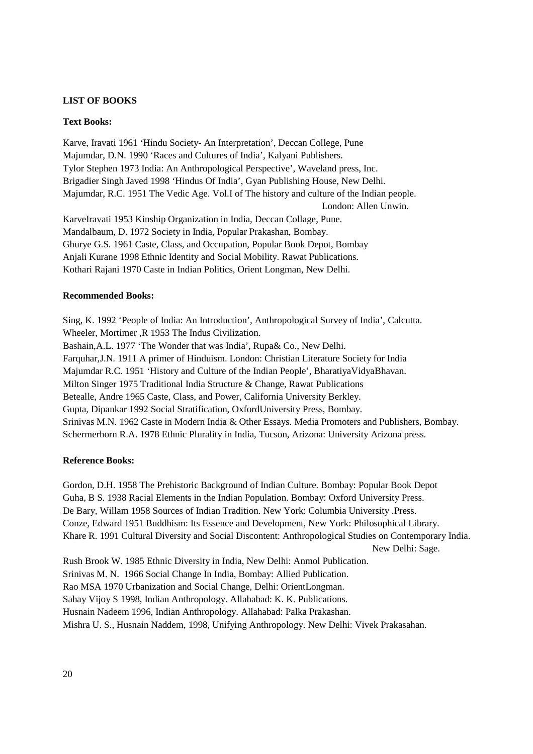**LIST OF BOOKS**

**Text Books:**

Karve, Iravati 1961 'Hindu Society- An Interpretation', Deccan College, Pune
Majumdar, D.N. 1990 'Races and Cultures of India', Kalyani Publishers.
Tylor Stephen 1973 India: An Anthropological Perspective', Waveland press, Inc.
Brigadier Singh Javed 1998 'Hindus Of India', Gyan Publishing House, New Delhi.
Majumdar, R.C. 1951 The Vedic Age. Vol.I of The history and culture of the Indian people. London: Allen Unwin.
KarveIravati 1953 Kinship Organization in India, Deccan Collage, Pune.
Mandalbaum, D. 1972 Society in India, Popular Prakashan, Bombay.
Ghurye G.S. 1961 Caste, Class, and Occupation, Popular Book Depot, Bombay
Anjali Kurane 1998 Ethnic Identity and Social Mobility. Rawat Publications.
Kothari Rajani 1970 Caste in Indian Politics, Orient Longman, New Delhi.

**Recommended Books:**

Sing, K. 1992 'People of India: An Introduction', Anthropological Survey of India', Calcutta.
Wheeler, Mortimer ,R 1953 The Indus Civilization.
Bashain,A.L. 1977 'The Wonder that was India', Rupa& Co., New Delhi.
Farquhar,J.N. 1911 A primer of Hinduism. London: Christian Literature Society for India
Majumdar R.C. 1951 'History and Culture of the Indian People', BharatiyaVidyaBhavan.
Milton Singer 1975 Traditional India Structure & Change, Rawat Publications
Betealle, Andre 1965 Caste, Class, and Power, California University Berkley.
Gupta, Dipankar 1992 Social Stratification, OxfordUniversity Press, Bombay.
Srinivas M.N. 1962 Caste in Modern India & Other Essays. Media Promoters and Publishers, Bombay.
Schermerhorn R.A. 1978 Ethnic Plurality in India, Tucson, Arizona: University Arizona press.

**Reference Books:**

Gordon, D.H. 1958 The Prehistoric Background of Indian Culture. Bombay: Popular Book Depot
Guha, B S. 1938 Racial Elements in the Indian Population. Bombay: Oxford University Press.
De Bary, Willam 1958 Sources of Indian Tradition. New York: Columbia University .Press.
Conze, Edward 1951 Buddhism: Its Essence and Development, New York: Philosophical Library.
Khare R. 1991 Cultural Diversity and Social Discontent: Anthropological Studies on Contemporary India. New Delhi: Sage.
Rush Brook W. 1985 Ethnic Diversity in India, New Delhi: Anmol Publication.
Srinivas M. N. 1966 Social Change In India, Bombay: Allied Publication.
Rao MSA 1970 Urbanization and Social Change, Delhi: OrientLongman.
Sahay Vijoy S 1998, Indian Anthropology. Allahabad: K. K. Publications.
Husnain Nadeem 1996, Indian Anthropology. Allahabad: Palka Prakashan.
Mishra U. S., Husnain Naddem, 1998, Unifying Anthropology. New Delhi: Vivek Prakasahan.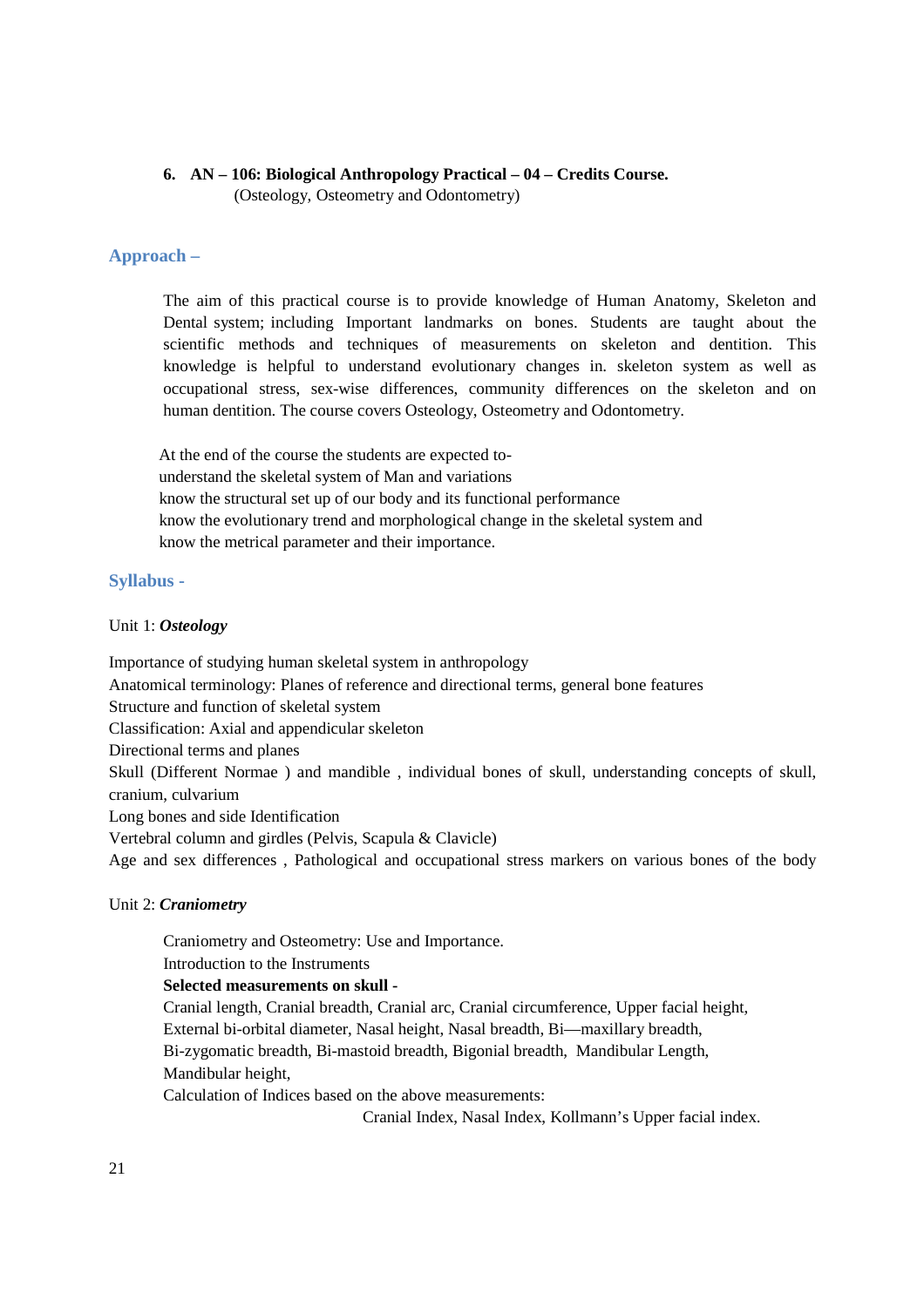**6. AN – 106: Biological Anthropology Practical – 04 – Credits Course.**
(Osteology, Osteometry and Odontometry)

## Approach –

The aim of this practical course is to provide knowledge of Human Anatomy, Skeleton and Dental system; including Important landmarks on bones. Students are taught about the scientific methods and techniques of measurements on skeleton and dentition. This knowledge is helpful to understand evolutionary changes in. skeleton system as well as occupational stress, sex-wise differences, community differences on the skeleton and on human dentition. The course covers Osteology, Osteometry and Odontometry.

At the end of the course the students are expected to-
understand the skeletal system of Man and variations
know the structural set up of our body and its functional performance
know the evolutionary trend and morphological change in the skeletal system and
know the metrical parameter and their importance.

## Syllabus -

Unit 1: ***Osteology***

Importance of studying human skeletal system in anthropology
Anatomical terminology: Planes of reference and directional terms, general bone features
Structure and function of skeletal system
Classification: Axial and appendicular skeleton
Directional terms and planes
Skull (Different Normae ) and mandible , individual bones of skull, understanding concepts of skull, cranium, culvarium
Long bones and side Identification
Vertebral column and girdles (Pelvis, Scapula & Clavicle)
Age and sex differences , Pathological and occupational stress markers on various bones of the body

Unit 2: ***Craniometry***

Craniometry and Osteometry: Use and Importance.
Introduction to the Instruments
**Selected measurements on skull -**
Cranial length, Cranial breadth, Cranial arc, Cranial circumference, Upper facial height, External bi-orbital diameter, Nasal height, Nasal breadth, Bi—maxillary breadth, Bi-zygomatic breadth, Bi-mastoid breadth, Bigonial breadth, Mandibular Length, Mandibular height,
Calculation of Indices based on the above measurements:
Cranial Index, Nasal Index, Kollmann's Upper facial index.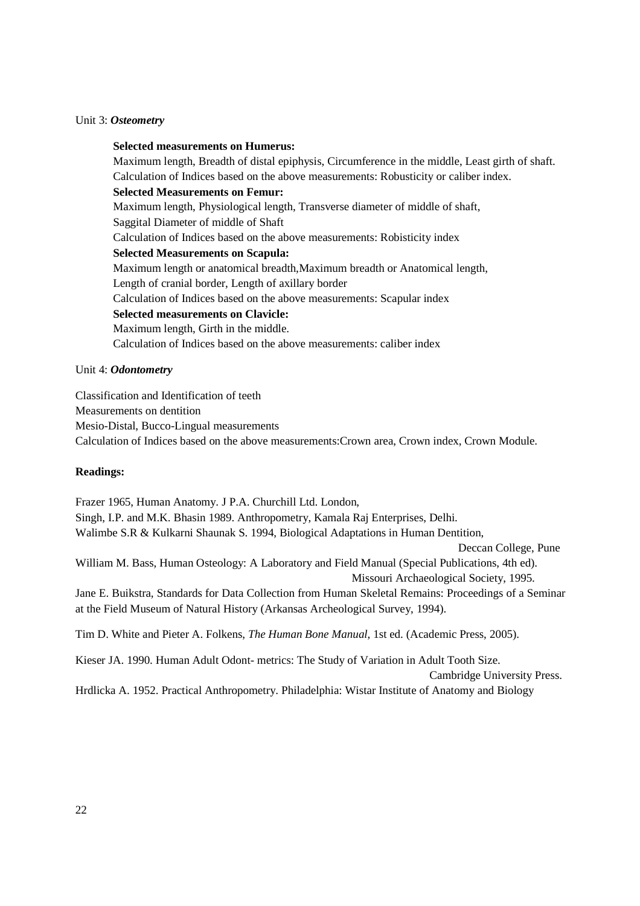Unit 3: ***Osteometry***

**Selected measurements on Humerus:**

Maximum length, Breadth of distal epiphysis, Circumference in the middle, Least girth of shaft.
Calculation of Indices based on the above measurements: Robusticity or caliber index.

**Selected Measurements on Femur:**

Maximum length, Physiological length, Transverse diameter of middle of shaft,
Saggital Diameter of middle of Shaft
Calculation of Indices based on the above measurements: Robisticity index

**Selected Measurements on Scapula:**

Maximum length or anatomical breadth,Maximum breadth or Anatomical length,
Length of cranial border, Length of axillary border
Calculation of Indices based on the above measurements: Scapular index

**Selected measurements on Clavicle:**

Maximum length, Girth in the middle.
Calculation of Indices based on the above measurements: caliber index

Unit 4: ***Odontometry***

Classification and Identification of teeth
Measurements on dentition
Mesio-Distal, Bucco-Lingual measurements
Calculation of Indices based on the above measurements:Crown area, Crown index, Crown Module.

**Readings:**

Frazer 1965, Human Anatomy. J P.A. Churchill Ltd. London,
Singh, I.P. and M.K. Bhasin 1989. Anthropometry, Kamala Raj Enterprises, Delhi.
Walimbe S.R & Kulkarni Shaunak S. 1994, Biological Adaptations in Human Dentition, Deccan College, Pune
William M. Bass, Human Osteology: A Laboratory and Field Manual (Special Publications, 4th ed). Missouri Archaeological Society, 1995.
Jane E. Buikstra, Standards for Data Collection from Human Skeletal Remains: Proceedings of a Seminar at the Field Museum of Natural History (Arkansas Archeological Survey, 1994).

Tim D. White and Pieter A. Folkens, *The Human Bone Manual*, 1st ed. (Academic Press, 2005).

Kieser JA. 1990. Human Adult Odont- metrics: The Study of Variation in Adult Tooth Size. Cambridge University Press.
Hrdlicka A. 1952. Practical Anthropometry. Philadelphia: Wistar Institute of Anatomy and Biology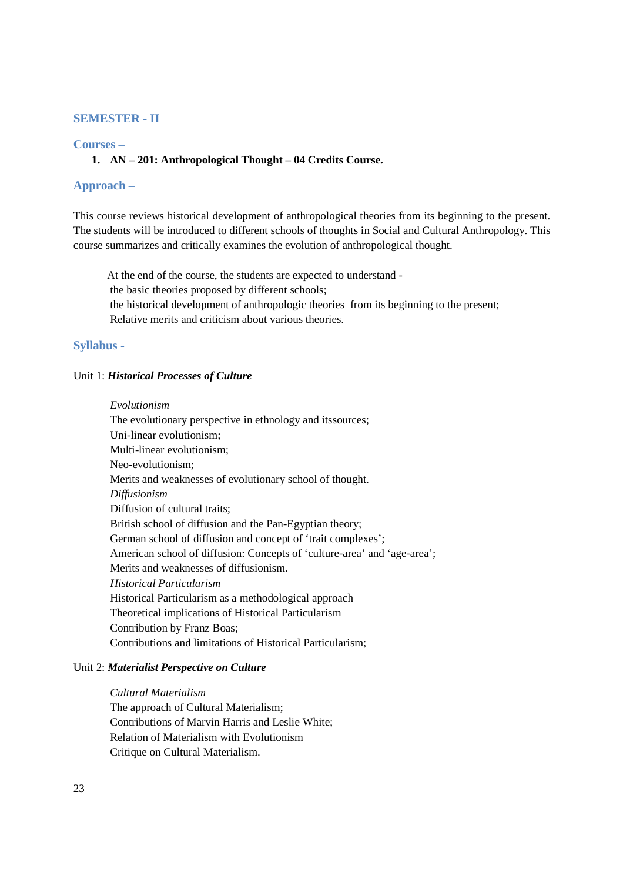## SEMESTER - II

### Courses –

1. **AN – 201: Anthropological Thought – 04 Credits Course.**

### Approach –

This course reviews historical development of anthropological theories from its beginning to the present. The students will be introduced to different schools of thoughts in Social and Cultural Anthropology. This course summarizes and critically examines the evolution of anthropological thought.

At the end of the course, the students are expected to understand -
the basic theories proposed by different schools;
the historical development of anthropologic theories from its beginning to the present;
Relative merits and criticism about various theories.

### Syllabus -

Unit 1: ***Historical Processes of Culture***

*Evolutionism*
The evolutionary perspective in ethnology and itssources;
Uni-linear evolutionism;
Multi-linear evolutionism;
Neo-evolutionism;
Merits and weaknesses of evolutionary school of thought.
*Diffusionism*
Diffusion of cultural traits;
British school of diffusion and the Pan-Egyptian theory;
German school of diffusion and concept of 'trait complexes';
American school of diffusion: Concepts of 'culture-area' and 'age-area';
Merits and weaknesses of diffusionism.
*Historical Particularism*
Historical Particularism as a methodological approach
Theoretical implications of Historical Particularism
Contribution by Franz Boas;
Contributions and limitations of Historical Particularism;

Unit 2: ***Materialist Perspective on Culture***

*Cultural Materialism*
The approach of Cultural Materialism;
Contributions of Marvin Harris and Leslie White;
Relation of Materialism with Evolutionism
Critique on Cultural Materialism.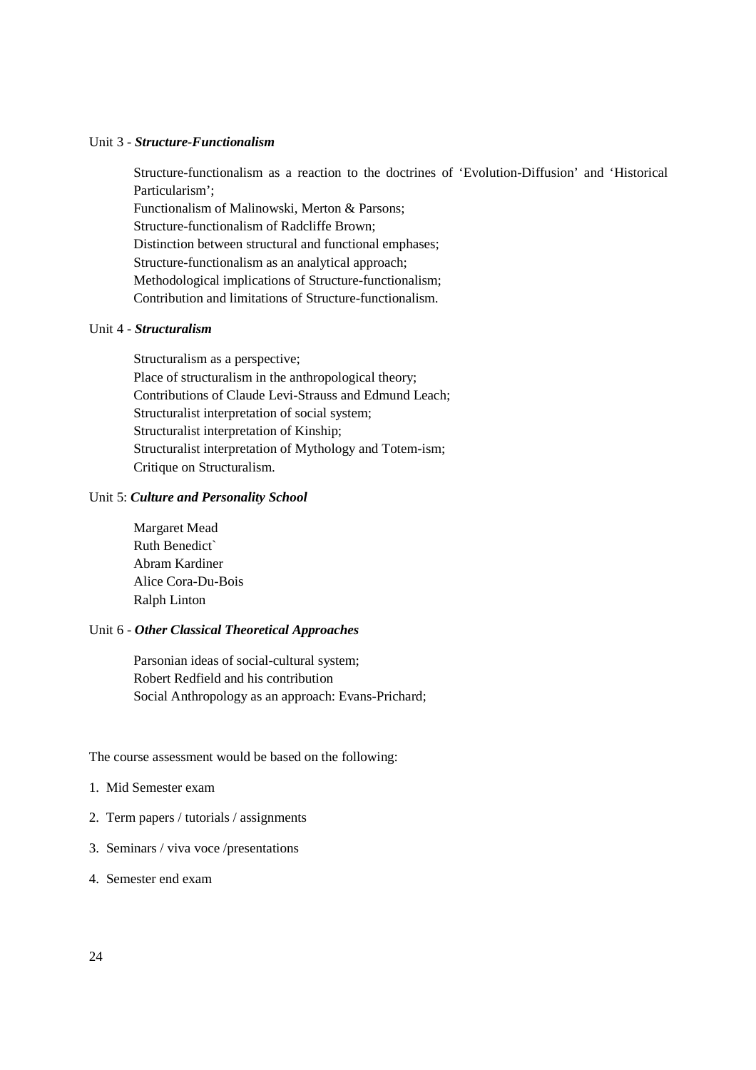Unit 3 - ***Structure-Functionalism***

Structure-functionalism as a reaction to the doctrines of 'Evolution-Diffusion' and 'Historical Particularism';
Functionalism of Malinowski, Merton & Parsons;
Structure-functionalism of Radcliffe Brown;
Distinction between structural and functional emphases;
Structure-functionalism as an analytical approach;
Methodological implications of Structure-functionalism;
Contribution and limitations of Structure-functionalism.

Unit 4 - ***Structuralism***

Structuralism as a perspective;
Place of structuralism in the anthropological theory;
Contributions of Claude Levi-Strauss and Edmund Leach;
Structuralist interpretation of social system;
Structuralist interpretation of Kinship;
Structuralist interpretation of Mythology and Totem-ism;
Critique on Structuralism.

Unit 5: ***Culture and Personality School***

Margaret Mead
Ruth Benedict`
Abram Kardiner
Alice Cora-Du-Bois
Ralph Linton

Unit 6 - ***Other Classical Theoretical Approaches***

Parsonian ideas of social-cultural system;
Robert Redfield and his contribution
Social Anthropology as an approach: Evans-Prichard;

The course assessment would be based on the following:

1. Mid Semester exam
2. Term papers / tutorials / assignments
3. Seminars / viva voce /presentations
4. Semester end exam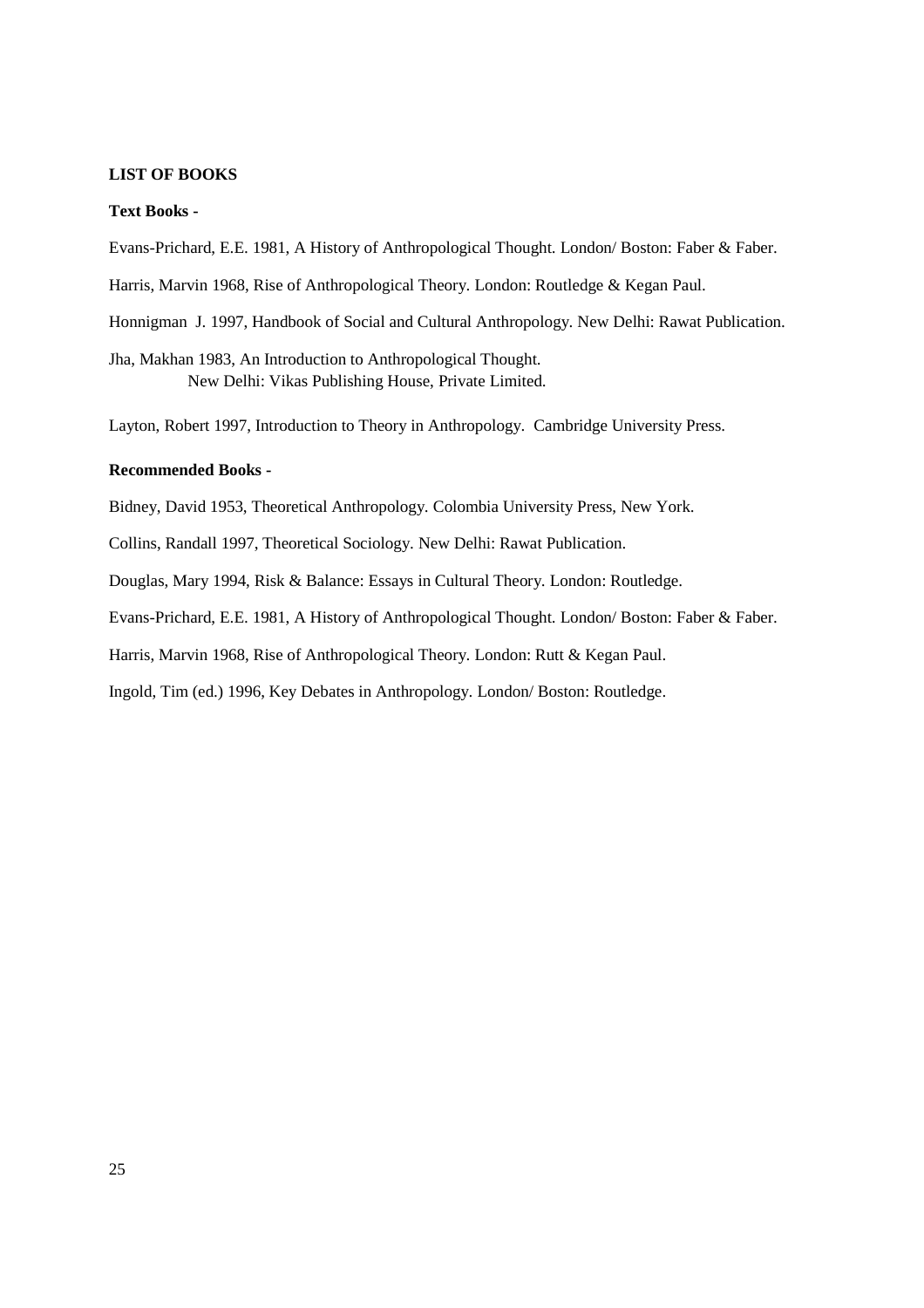**LIST OF BOOKS**

**Text Books -**

Evans-Prichard, E.E. 1981, A History of Anthropological Thought. London/ Boston: Faber & Faber.

Harris, Marvin 1968, Rise of Anthropological Theory. London: Routledge & Kegan Paul.

Honnigman J. 1997, Handbook of Social and Cultural Anthropology. New Delhi: Rawat Publication.

Jha, Makhan 1983, An Introduction to Anthropological Thought. New Delhi: Vikas Publishing House, Private Limited.

Layton, Robert 1997, Introduction to Theory in Anthropology. Cambridge University Press.

**Recommended Books -**

Bidney, David 1953, Theoretical Anthropology. Colombia University Press, New York.

Collins, Randall 1997, Theoretical Sociology. New Delhi: Rawat Publication.

Douglas, Mary 1994, Risk & Balance: Essays in Cultural Theory. London: Routledge.

Evans-Prichard, E.E. 1981, A History of Anthropological Thought. London/ Boston: Faber & Faber.

Harris, Marvin 1968, Rise of Anthropological Theory. London: Rutt & Kegan Paul.

Ingold, Tim (ed.) 1996, Key Debates in Anthropology. London/ Boston: Routledge.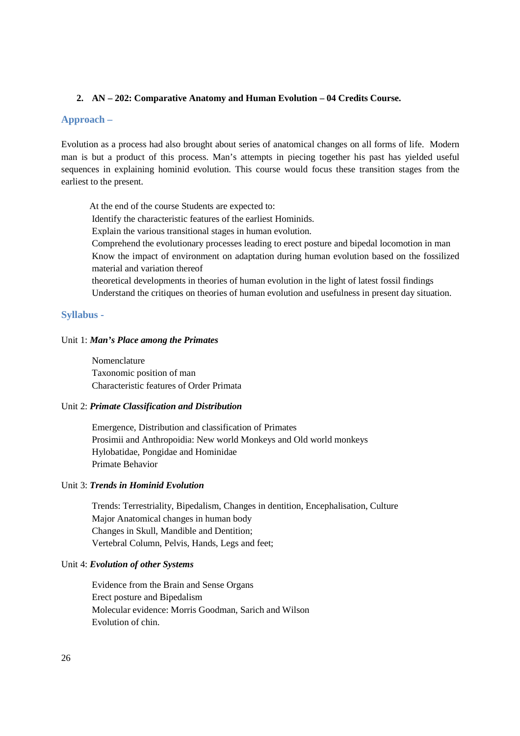**2. AN – 202: Comparative Anatomy and Human Evolution – 04 Credits Course.**

### Approach –

Evolution as a process had also brought about series of anatomical changes on all forms of life. Modern man is but a product of this process. Man's attempts in piecing together his past has yielded useful sequences in explaining hominid evolution. This course would focus these transition stages from the earliest to the present.

At the end of the course Students are expected to:

- Identify the characteristic features of the earliest Hominids.
- Explain the various transitional stages in human evolution.
- Comprehend the evolutionary processes leading to erect posture and bipedal locomotion in man
- Know the impact of environment on adaptation during human evolution based on the fossilized material and variation thereof
- theoretical developments in theories of human evolution in the light of latest fossil findings
- Understand the critiques on theories of human evolution and usefulness in present day situation.

### Syllabus -

Unit 1: ***Man's Place among the Primates***

- Nomenclature
- Taxonomic position of man
- Characteristic features of Order Primata

Unit 2: ***Primate Classification and Distribution***

- Emergence, Distribution and classification of Primates
- Prosimii and Anthropoidia: New world Monkeys and Old world monkeys
- Hylobatidae, Pongidae and Hominidae
- Primate Behavior

Unit 3: ***Trends in Hominid Evolution***

- Trends: Terrestriality, Bipedalism, Changes in dentition, Encephalisation, Culture
- Major Anatomical changes in human body
- Changes in Skull, Mandible and Dentition;
- Vertebral Column, Pelvis, Hands, Legs and feet;

Unit 4: ***Evolution of other Systems***

- Evidence from the Brain and Sense Organs
- Erect posture and Bipedalism
- Molecular evidence: Morris Goodman, Sarich and Wilson
- Evolution of chin.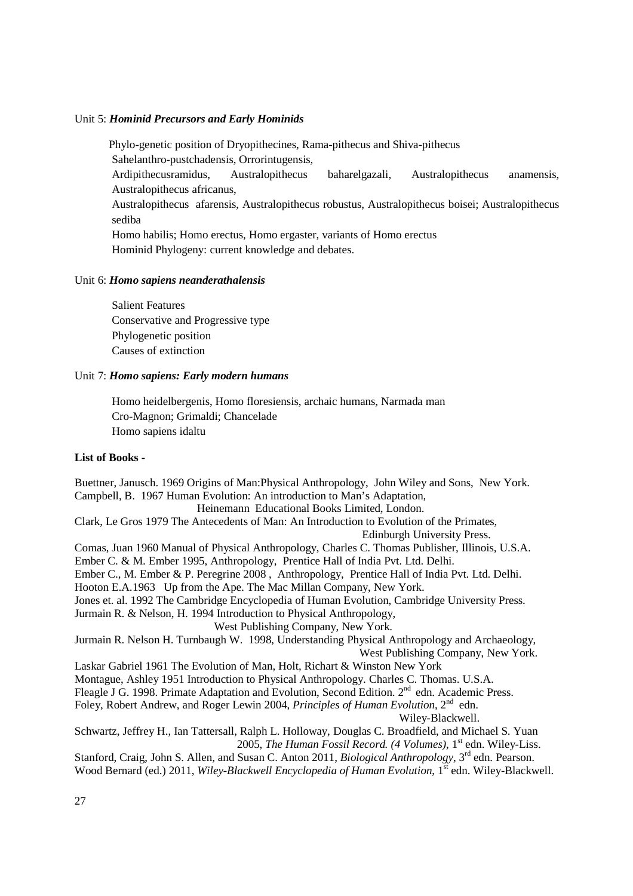Unit 5: ***Hominid Precursors and Early Hominids***

Phylo-genetic position of Dryopithecines, Rama-pithecus and Shiva-pithecus
Sahelanthro-pustchadensis, Orrorintugensis,
Ardipithecusramidus, Australopithecus baharelgazali, Australopithecus anamensis, Australopithecus africanus,
Australopithecus afarensis, Australopithecus robustus, Australopithecus boisei; Australopithecus sediba
Homo habilis; Homo erectus, Homo ergaster, variants of Homo erectus
Hominid Phylogeny: current knowledge and debates.

Unit 6: ***Homo sapiens neanderathalensis***

Salient Features
Conservative and Progressive type
Phylogenetic position
Causes of extinction

Unit 7: ***Homo sapiens: Early modern humans***

Homo heidelbergenis, Homo floresiensis, archaic humans, Narmada man
Cro-Magnon; Grimaldi; Chancelade
Homo sapiens idaltu

**List of Books -**

Buettner, Janusch. 1969 Origins of Man:Physical Anthropology, John Wiley and Sons, New York.
Campbell, B. 1967 Human Evolution: An introduction to Man's Adaptation, Heinemann Educational Books Limited, London.
Clark, Le Gros 1979 The Antecedents of Man: An Introduction to Evolution of the Primates, Edinburgh University Press.
Comas, Juan 1960 Manual of Physical Anthropology, Charles C. Thomas Publisher, Illinois, U.S.A.
Ember C. & M. Ember 1995, Anthropology, Prentice Hall of India Pvt. Ltd. Delhi.
Ember C., M. Ember & P. Peregrine 2008 , Anthropology, Prentice Hall of India Pvt. Ltd. Delhi.
Hooton E.A.1963 Up from the Ape. The Mac Millan Company, New York.
Jones et. al. 1992 The Cambridge Encyclopedia of Human Evolution, Cambridge University Press.
Jurmain R. & Nelson, H. 1994 Introduction to Physical Anthropology, West Publishing Company, New York.
Jurmain R. Nelson H. Turnbaugh W. 1998, Understanding Physical Anthropology and Archaeology, West Publishing Company, New York.
Laskar Gabriel 1961 The Evolution of Man, Holt, Richart & Winston New York
Montague, Ashley 1951 Introduction to Physical Anthropology. Charles C. Thomas. U.S.A.
Fleagle J G. 1998. Primate Adaptation and Evolution, Second Edition. 2nd edn. Academic Press.
Foley, Robert Andrew, and Roger Lewin 2004, *Principles of Human Evolution*, 2nd edn. Wiley-Blackwell.
Schwartz, Jeffrey H., Ian Tattersall, Ralph L. Holloway, Douglas C. Broadfield, and Michael S. Yuan 2005, *The Human Fossil Record. (4 Volumes)*, 1st edn. Wiley-Liss.
Stanford, Craig, John S. Allen, and Susan C. Anton 2011, *Biological Anthropology*, 3rd edn. Pearson.
Wood Bernard (ed.) 2011, *Wiley-Blackwell Encyclopedia of Human Evolution*, 1st edn. Wiley-Blackwell.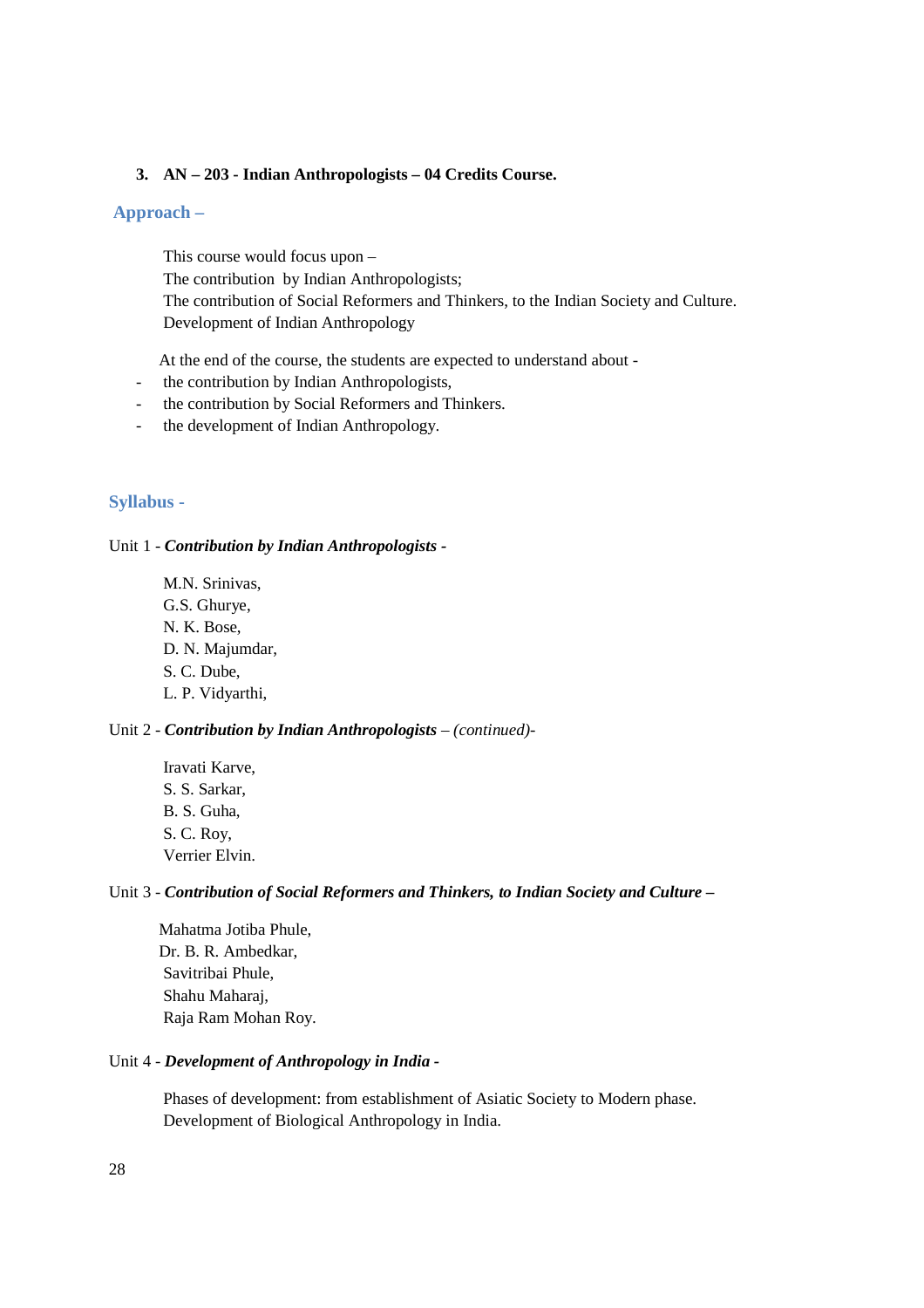### 3. AN – 203 - Indian Anthropologists – 04 Credits Course.

## Approach –

This course would focus upon –
The contribution by Indian Anthropologists;
The contribution of Social Reformers and Thinkers, to the Indian Society and Culture.
Development of Indian Anthropology

At the end of the course, the students are expected to understand about -

- the contribution by Indian Anthropologists,
- the contribution by Social Reformers and Thinkers.
- the development of Indian Anthropology.

## Syllabus -

Unit 1 - ***Contribution by Indian Anthropologists -***

M.N. Srinivas,
G.S. Ghurye,
N. K. Bose,
D. N. Majumdar,
S. C. Dube,
L. P. Vidyarthi,

Unit 2 - ***Contribution by Indian Anthropologists*** – *(continued)*-

Iravati Karve,
S. S. Sarkar,
B. S. Guha,
S. C. Roy,
Verrier Elvin.

Unit 3 - ***Contribution of Social Reformers and Thinkers, to Indian Society and Culture –***

Mahatma Jotiba Phule,
Dr. B. R. Ambedkar,
Savitribai Phule,
Shahu Maharaj,
Raja Ram Mohan Roy.

Unit 4 - ***Development of Anthropology in India -***

Phases of development: from establishment of Asiatic Society to Modern phase.
Development of Biological Anthropology in India.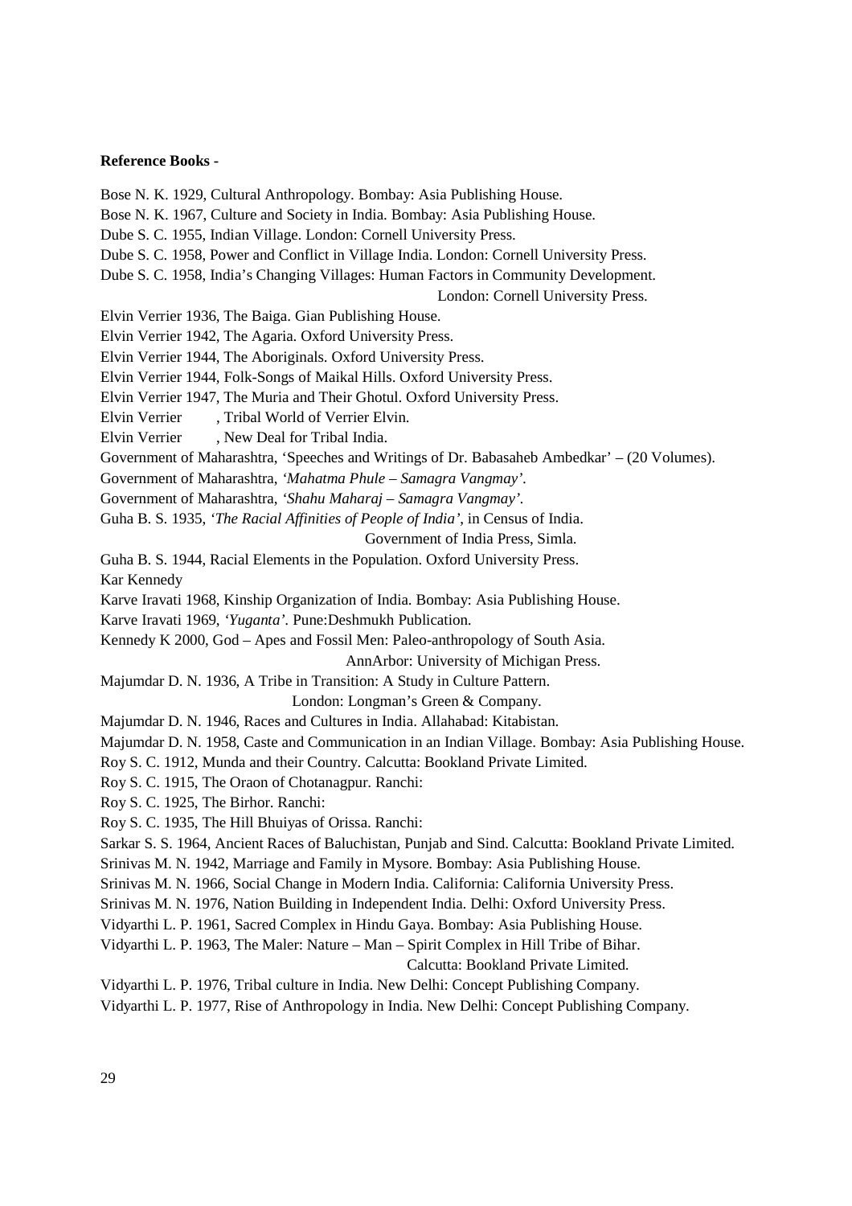**Reference Books -**

Bose N. K. 1929, Cultural Anthropology. Bombay: Asia Publishing House.

Bose N. K. 1967, Culture and Society in India. Bombay: Asia Publishing House.

Dube S. C. 1955, Indian Village. London: Cornell University Press.

Dube S. C. 1958, Power and Conflict in Village India. London: Cornell University Press.

Dube S. C. 1958, India's Changing Villages: Human Factors in Community Development. London: Cornell University Press.

Elvin Verrier 1936, The Baiga. Gian Publishing House.

Elvin Verrier 1942, The Agaria. Oxford University Press.

Elvin Verrier 1944, The Aboriginals. Oxford University Press.

Elvin Verrier 1944, Folk-Songs of Maikal Hills. Oxford University Press.

Elvin Verrier 1947, The Muria and Their Ghotul. Oxford University Press.

Elvin Verrier , Tribal World of Verrier Elvin.

Elvin Verrier , New Deal for Tribal India.

Government of Maharashtra, 'Speeches and Writings of Dr. Babasaheb Ambedkar' – (20 Volumes).

Government of Maharashtra, *'Mahatma Phule – Samagra Vangmay'*.

Government of Maharashtra, *'Shahu Maharaj – Samagra Vangmay'*.

Guha B. S. 1935, *'The Racial Affinities of People of India'*, in Census of India. Government of India Press, Simla.

Guha B. S. 1944, Racial Elements in the Population. Oxford University Press.

Kar Kennedy

Karve Iravati 1968, Kinship Organization of India. Bombay: Asia Publishing House.

Karve Iravati 1969, *'Yuganta'*. Pune:Deshmukh Publication.

Kennedy K 2000, God – Apes and Fossil Men: Paleo-anthropology of South Asia. AnnArbor: University of Michigan Press.

Majumdar D. N. 1936, A Tribe in Transition: A Study in Culture Pattern. London: Longman's Green & Company.

Majumdar D. N. 1946, Races and Cultures in India. Allahabad: Kitabistan.

Majumdar D. N. 1958, Caste and Communication in an Indian Village. Bombay: Asia Publishing House.

Roy S. C. 1912, Munda and their Country. Calcutta: Bookland Private Limited.

Roy S. C. 1915, The Oraon of Chotanagpur. Ranchi:

Roy S. C. 1925, The Birhor. Ranchi:

Roy S. C. 1935, The Hill Bhuiyas of Orissa. Ranchi:

Sarkar S. S. 1964, Ancient Races of Baluchistan, Punjab and Sind. Calcutta: Bookland Private Limited.

Srinivas M. N. 1942, Marriage and Family in Mysore. Bombay: Asia Publishing House.

Srinivas M. N. 1966, Social Change in Modern India. California: California University Press.

Srinivas M. N. 1976, Nation Building in Independent India. Delhi: Oxford University Press.

Vidyarthi L. P. 1961, Sacred Complex in Hindu Gaya. Bombay: Asia Publishing House.

Vidyarthi L. P. 1963, The Maler: Nature – Man – Spirit Complex in Hill Tribe of Bihar. Calcutta: Bookland Private Limited.

Vidyarthi L. P. 1976, Tribal culture in India. New Delhi: Concept Publishing Company.

Vidyarthi L. P. 1977, Rise of Anthropology in India. New Delhi: Concept Publishing Company.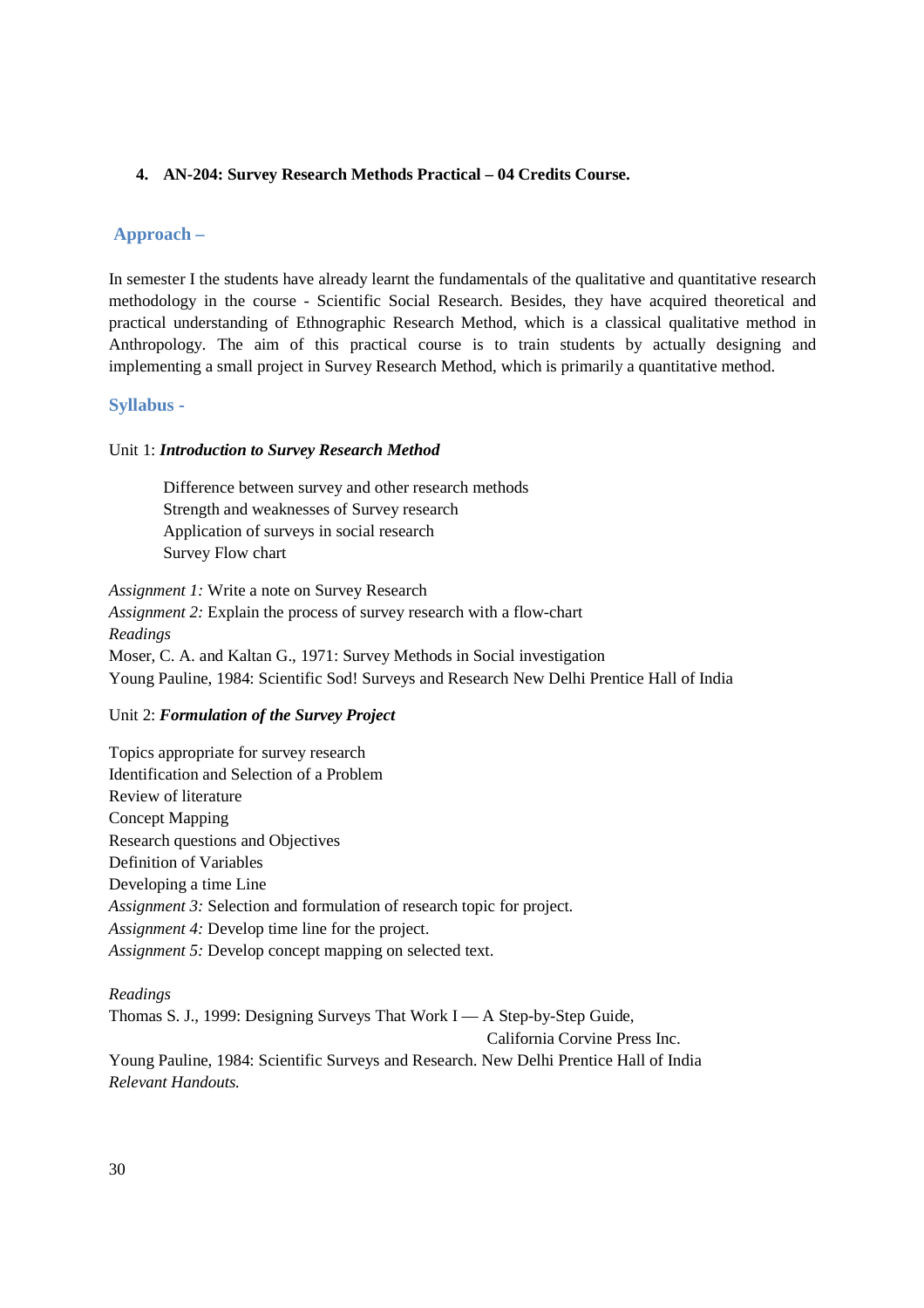**4. AN-204: Survey Research Methods Practical – 04 Credits Course.**

## Approach –

In semester I the students have already learnt the fundamentals of the qualitative and quantitative research methodology in the course - Scientific Social Research. Besides, they have acquired theoretical and practical understanding of Ethnographic Research Method, which is a classical qualitative method in Anthropology. The aim of this practical course is to train students by actually designing and implementing a small project in Survey Research Method, which is primarily a quantitative method.

## Syllabus -

Unit 1: ***Introduction to Survey Research Method***

Difference between survey and other research methods
Strength and weaknesses of Survey research
Application of surveys in social research
Survey Flow chart

*Assignment 1:* Write a note on Survey Research
*Assignment 2:* Explain the process of survey research with a flow-chart
*Readings*
Moser, C. A. and Kaltan G., 1971: Survey Methods in Social investigation
Young Pauline, 1984: Scientific Sod! Surveys and Research New Delhi Prentice Hall of India

Unit 2: ***Formulation of the Survey Project***

Topics appropriate for survey research
Identification and Selection of a Problem
Review of literature
Concept Mapping
Research questions and Objectives
Definition of Variables
Developing a time Line
*Assignment 3:* Selection and formulation of research topic for project.
*Assignment 4:* Develop time line for the project.
*Assignment 5:* Develop concept mapping on selected text.

*Readings*
Thomas S. J., 1999: Designing Surveys That Work I — A Step-by-Step Guide, California Corvine Press Inc.
Young Pauline, 1984: Scientific Surveys and Research. New Delhi Prentice Hall of India
*Relevant Handouts.*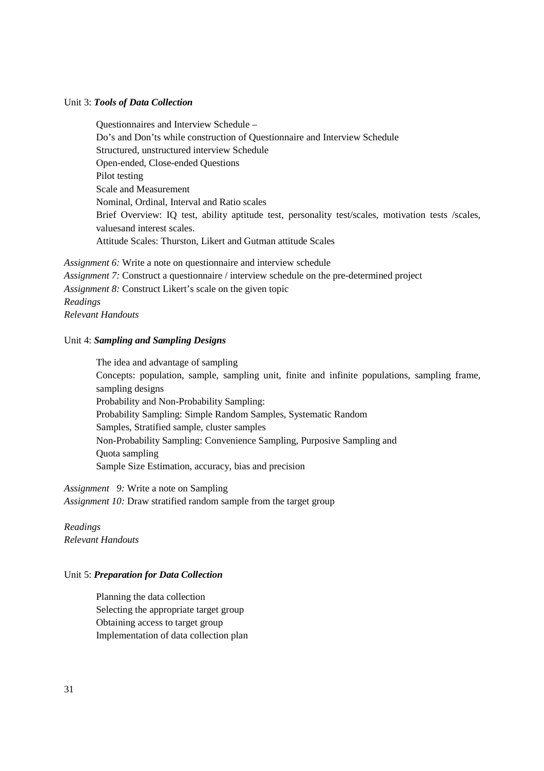Unit 3: ***Tools of Data Collection***

Questionnaires and Interview Schedule –
Do's and Don'ts while construction of Questionnaire and Interview Schedule
Structured, unstructured interview Schedule
Open-ended, Close-ended Questions
Pilot testing
Scale and Measurement
Nominal, Ordinal, Interval and Ratio scales
Brief Overview: IQ test, ability aptitude test, personality test/scales, motivation tests /scales, valuesand interest scales.
Attitude Scales: Thurston, Likert and Gutman attitude Scales

*Assignment 6:* Write a note on questionnaire and interview schedule
*Assignment 7:* Construct a questionnaire / interview schedule on the pre-determined project
*Assignment 8:* Construct Likert's scale on the given topic
*Readings*
*Relevant Handouts*

Unit 4: ***Sampling and Sampling Designs***

The idea and advantage of sampling
Concepts: population, sample, sampling unit, finite and infinite populations, sampling frame, sampling designs
Probability and Non-Probability Sampling:
Probability Sampling: Simple Random Samples, Systematic Random
Samples, Stratified sample, cluster samples
Non-Probability Sampling: Convenience Sampling, Purposive Sampling and
Quota sampling
Sample Size Estimation, accuracy, bias and precision

*Assignment 9:* Write a note on Sampling
*Assignment 10:* Draw stratified random sample from the target group

*Readings*
*Relevant Handouts*

Unit 5: ***Preparation for Data Collection***

Planning the data collection
Selecting the appropriate target group
Obtaining access to target group
Implementation of data collection plan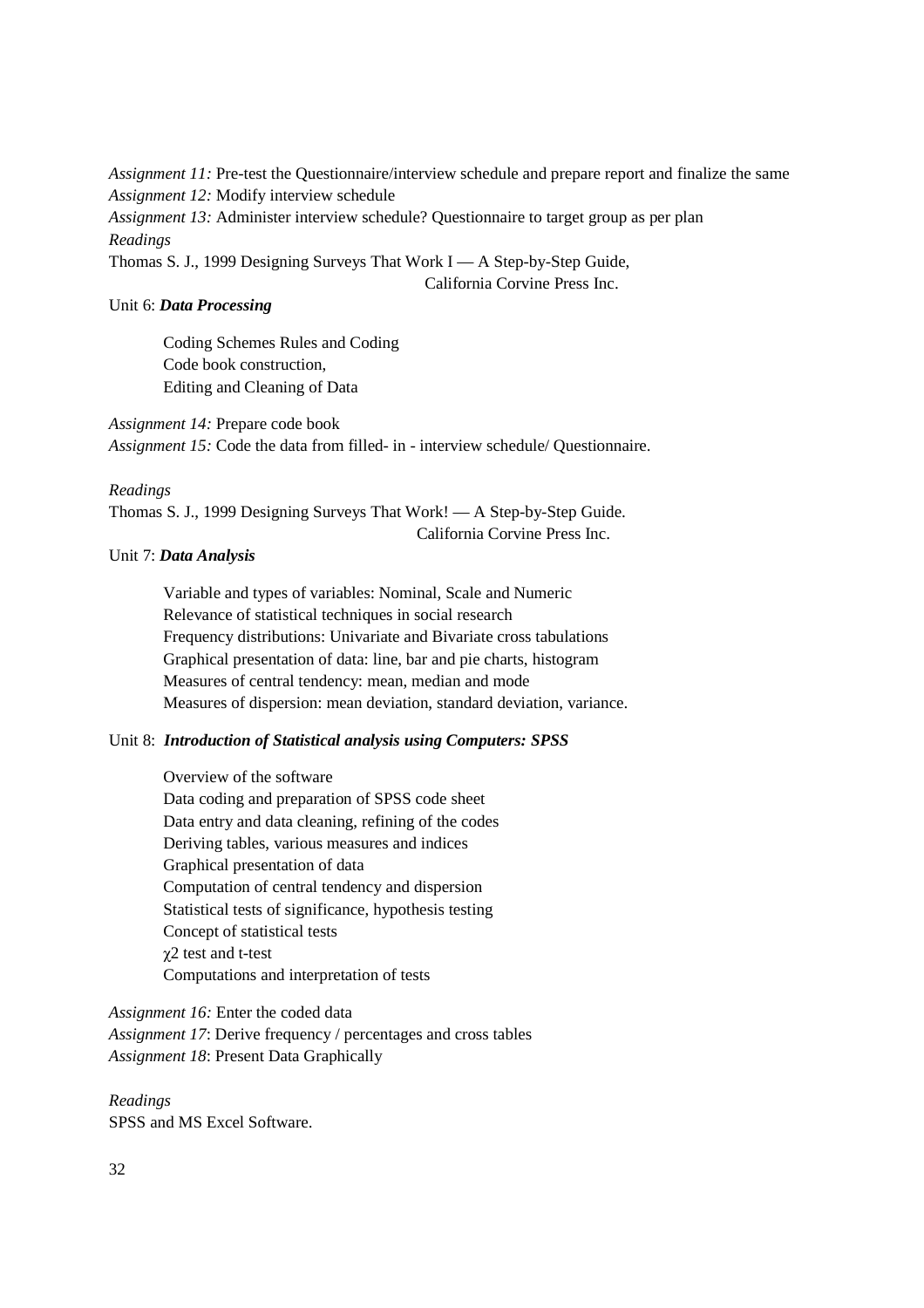*Assignment 11:* Pre-test the Questionnaire/interview schedule and prepare report and finalize the same
*Assignment 12:* Modify interview schedule
*Assignment 13:* Administer interview schedule? Questionnaire to target group as per plan
*Readings*
Thomas S. J., 1999 Designing Surveys That Work I — A Step-by-Step Guide,
California Corvine Press Inc.

Unit 6: ***Data Processing***

Coding Schemes Rules and Coding
Code book construction,
Editing and Cleaning of Data

*Assignment 14:* Prepare code book
*Assignment 15:* Code the data from filled- in - interview schedule/ Questionnaire.

*Readings*
Thomas S. J., 1999 Designing Surveys That Work! — A Step-by-Step Guide.
California Corvine Press Inc.

Unit 7: ***Data Analysis***

Variable and types of variables: Nominal, Scale and Numeric
Relevance of statistical techniques in social research
Frequency distributions: Univariate and Bivariate cross tabulations
Graphical presentation of data: line, bar and pie charts, histogram
Measures of central tendency: mean, median and mode
Measures of dispersion: mean deviation, standard deviation, variance.

Unit 8: ***Introduction of Statistical analysis using Computers: SPSS***

Overview of the software
Data coding and preparation of SPSS code sheet
Data entry and data cleaning, refining of the codes
Deriving tables, various measures and indices
Graphical presentation of data
Computation of central tendency and dispersion
Statistical tests of significance, hypothesis testing
Concept of statistical tests
$\chi^2$ test and t-test
Computations and interpretation of tests

*Assignment 16:* Enter the coded data
*Assignment 17*: Derive frequency / percentages and cross tables
*Assignment 18*: Present Data Graphically

*Readings*
SPSS and MS Excel Software.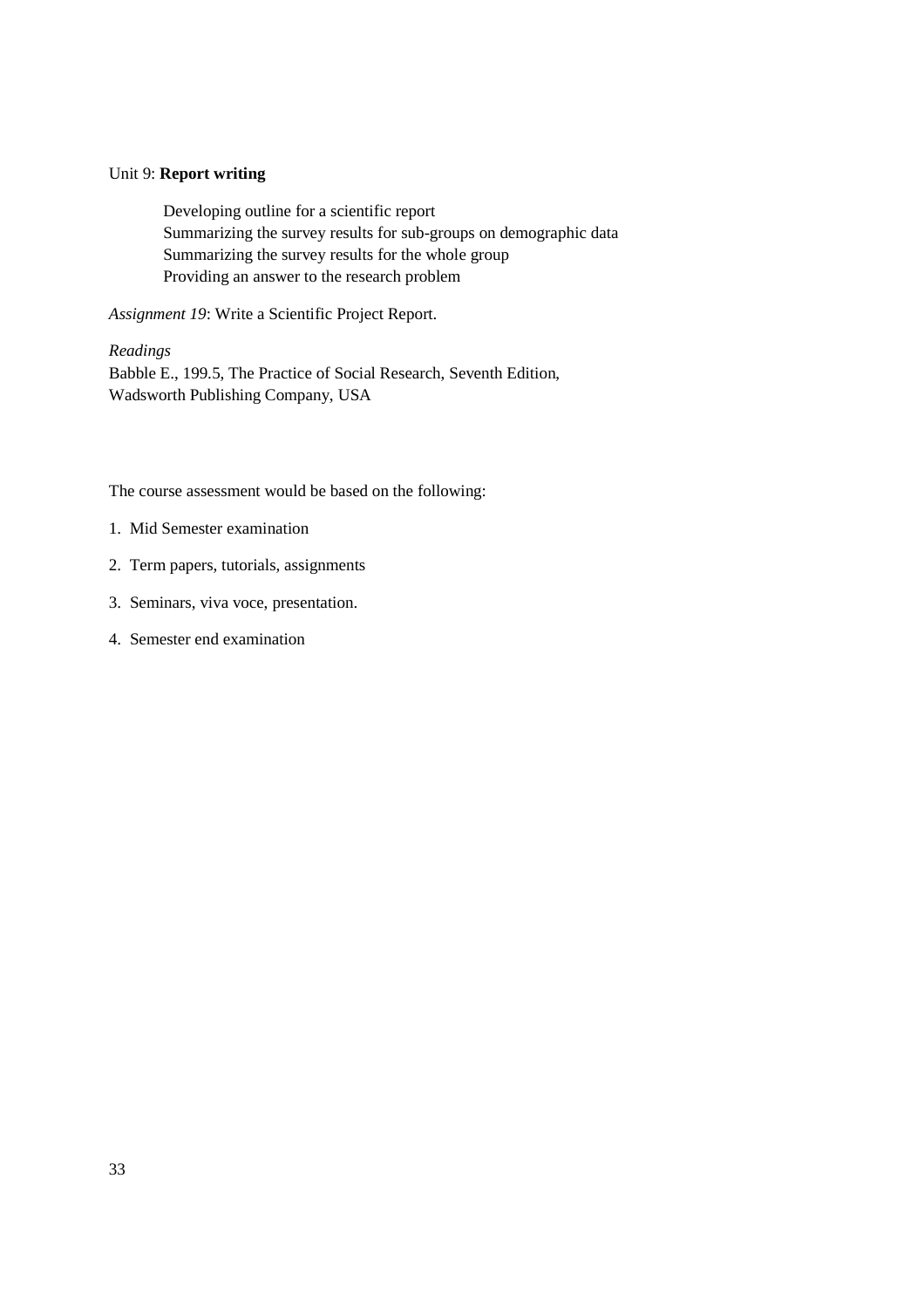Unit 9: **Report writing**

Developing outline for a scientific report
Summarizing the survey results for sub-groups on demographic data
Summarizing the survey results for the whole group
Providing an answer to the research problem

*Assignment 19*: Write a Scientific Project Report.

*Readings*
Babble E., 199.5, The Practice of Social Research, Seventh Edition, Wadsworth Publishing Company, USA

The course assessment would be based on the following:

1. Mid Semester examination
2. Term papers, tutorials, assignments
3. Seminars, viva voce, presentation.
4. Semester end examination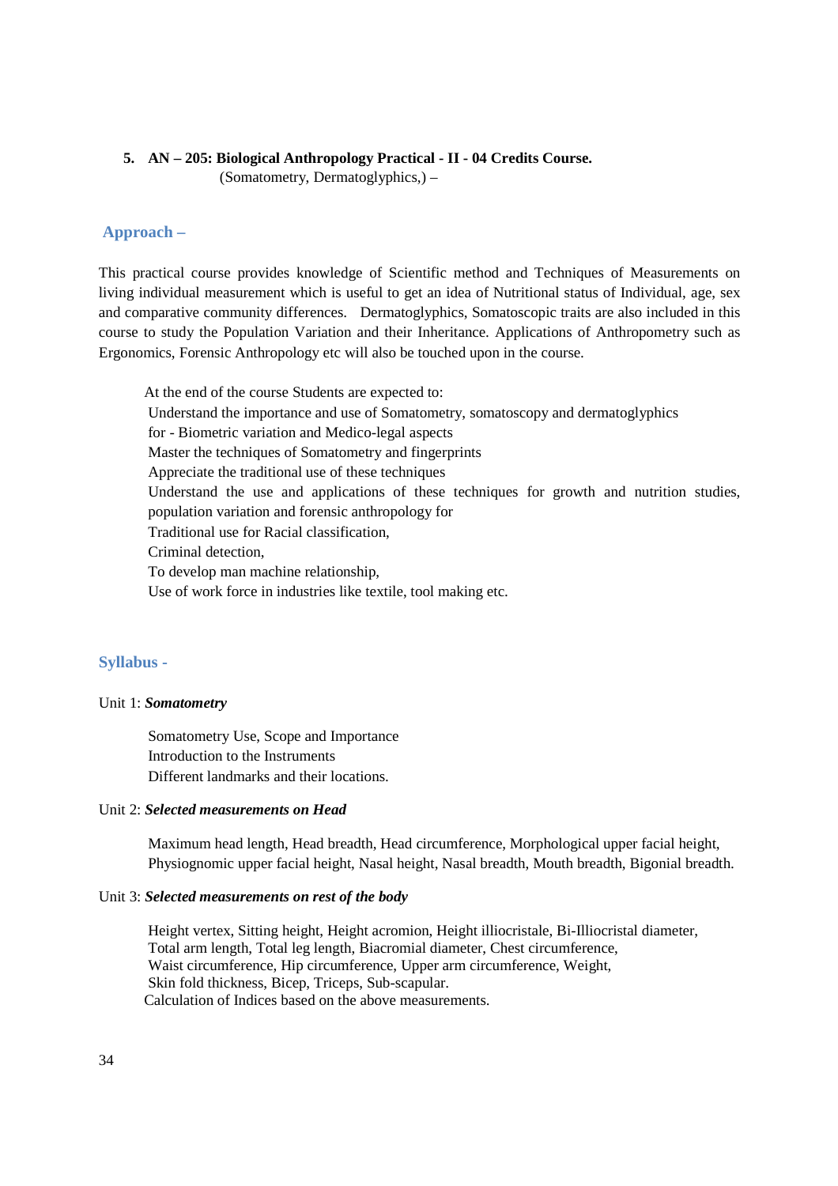**5. AN – 205: Biological Anthropology Practical - II - 04 Credits Course.**
(Somatometry, Dermatoglyphics,) –

## Approach –

This practical course provides knowledge of Scientific method and Techniques of Measurements on living individual measurement which is useful to get an idea of Nutritional status of Individual, age, sex and comparative community differences. Dermatoglyphics, Somatoscopic traits are also included in this course to study the Population Variation and their Inheritance. Applications of Anthropometry such as Ergonomics, Forensic Anthropology etc will also be touched upon in the course.

At the end of the course Students are expected to:

Understand the importance and use of Somatometry, somatoscopy and dermatoglyphics for - Biometric variation and Medico-legal aspects

Master the techniques of Somatometry and fingerprints

Appreciate the traditional use of these techniques

Understand the use and applications of these techniques for growth and nutrition studies, population variation and forensic anthropology for

Traditional use for Racial classification,

Criminal detection,

To develop man machine relationship,

Use of work force in industries like textile, tool making etc.

## Syllabus -

Unit 1: ***Somatometry***

Somatometry Use, Scope and Importance
Introduction to the Instruments
Different landmarks and their locations.

Unit 2: ***Selected measurements on Head***

Maximum head length, Head breadth, Head circumference, Morphological upper facial height, Physiognomic upper facial height, Nasal height, Nasal breadth, Mouth breadth, Bigonial breadth.

Unit 3: ***Selected measurements on rest of the body***

Height vertex, Sitting height, Height acromion, Height illiocristale, Bi-Illiocristal diameter, Total arm length, Total leg length, Biacromial diameter, Chest circumference, Waist circumference, Hip circumference, Upper arm circumference, Weight, Skin fold thickness, Bicep, Triceps, Sub-scapular.
Calculation of Indices based on the above measurements.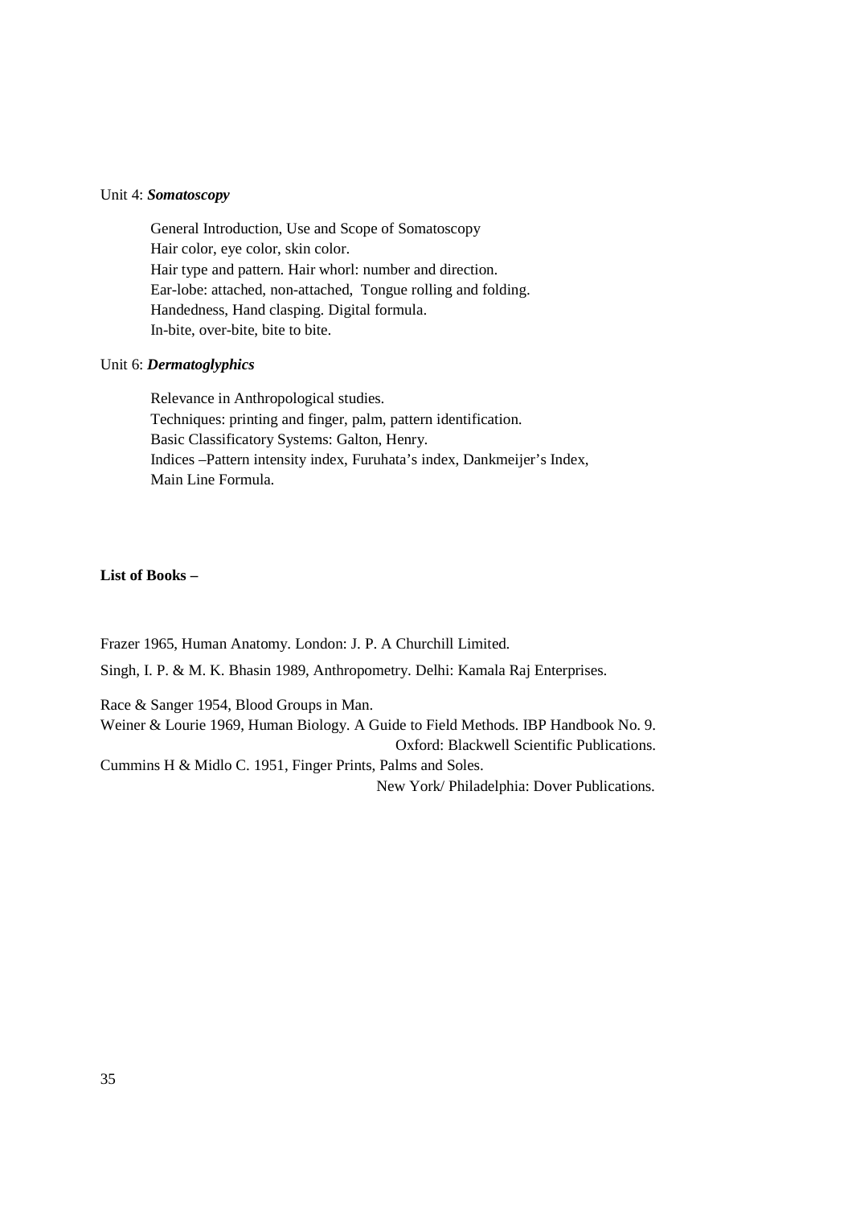Unit 4: ***Somatoscopy***

General Introduction, Use and Scope of Somatoscopy
Hair color, eye color, skin color.
Hair type and pattern. Hair whorl: number and direction.
Ear-lobe: attached, non-attached, Tongue rolling and folding.
Handedness, Hand clasping. Digital formula.
In-bite, over-bite, bite to bite.

Unit 6: ***Dermatoglyphics***

Relevance in Anthropological studies.
Techniques: printing and finger, palm, pattern identification.
Basic Classificatory Systems: Galton, Henry.
Indices –Pattern intensity index, Furuhata's index, Dankmeijer's Index,
Main Line Formula.

**List of Books –**

Frazer 1965, Human Anatomy. London: J. P. A Churchill Limited.

Singh, I. P. & M. K. Bhasin 1989, Anthropometry. Delhi: Kamala Raj Enterprises.

Race & Sanger 1954, Blood Groups in Man.

Weiner & Lourie 1969, Human Biology. A Guide to Field Methods. IBP Handbook No. 9. Oxford: Blackwell Scientific Publications.

Cummins H & Midlo C. 1951, Finger Prints, Palms and Soles. New York/ Philadelphia: Dover Publications.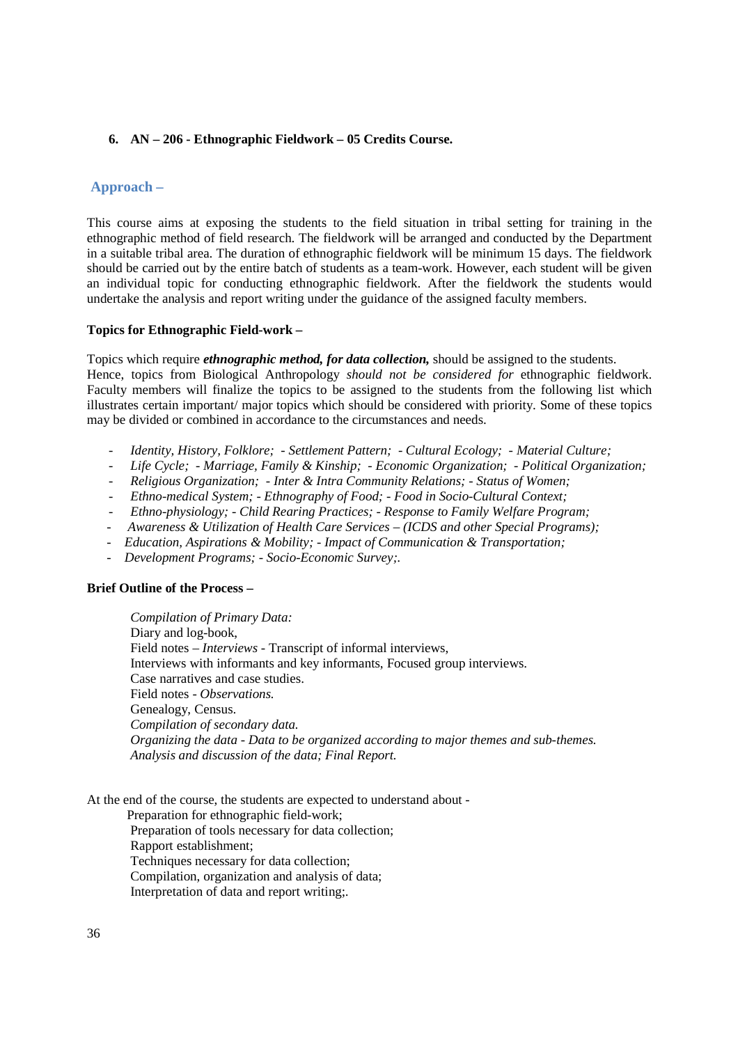6. **AN – 206 - Ethnographic Fieldwork – 05 Credits Course.**

## Approach –

This course aims at exposing the students to the field situation in tribal setting for training in the ethnographic method of field research. The fieldwork will be arranged and conducted by the Department in a suitable tribal area. The duration of ethnographic fieldwork will be minimum 15 days. The fieldwork should be carried out by the entire batch of students as a team-work. However, each student will be given an individual topic for conducting ethnographic fieldwork. After the fieldwork the students would undertake the analysis and report writing under the guidance of the assigned faculty members.

**Topics for Ethnographic Field-work –**

Topics which require ***ethnographic method, for data collection,*** should be assigned to the students. Hence, topics from Biological Anthropology *should not be considered for* ethnographic fieldwork. Faculty members will finalize the topics to be assigned to the students from the following list which illustrates certain important/ major topics which should be considered with priority. Some of these topics may be divided or combined in accordance to the circumstances and needs.

- *Identity, History, Folklore; - Settlement Pattern; - Cultural Ecology; - Material Culture;*
- *Life Cycle; - Marriage, Family & Kinship; - Economic Organization; - Political Organization;*
- *Religious Organization; - Inter & Intra Community Relations; - Status of Women;*
- *Ethno-medical System; - Ethnography of Food; - Food in Socio-Cultural Context;*
- *Ethno-physiology; - Child Rearing Practices; - Response to Family Welfare Program;*
- *Awareness & Utilization of Health Care Services – (ICDS and other Special Programs);*
- *Education, Aspirations & Mobility; - Impact of Communication & Transportation;*
- *Development Programs; - Socio-Economic Survey;.*

**Brief Outline of the Process –**

*Compilation of Primary Data:*
Diary and log-book,
Field notes – *Interviews* - Transcript of informal interviews,
Interviews with informants and key informants, Focused group interviews.
Case narratives and case studies.
Field notes - *Observations.*
Genealogy, Census.
*Compilation of secondary data.*
*Organizing the data - Data to be organized according to major themes and sub-themes.*
*Analysis and discussion of the data; Final Report.*

At the end of the course, the students are expected to understand about -
Preparation for ethnographic field-work;
Preparation of tools necessary for data collection;
Rapport establishment;
Techniques necessary for data collection;
Compilation, organization and analysis of data;
Interpretation of data and report writing;.